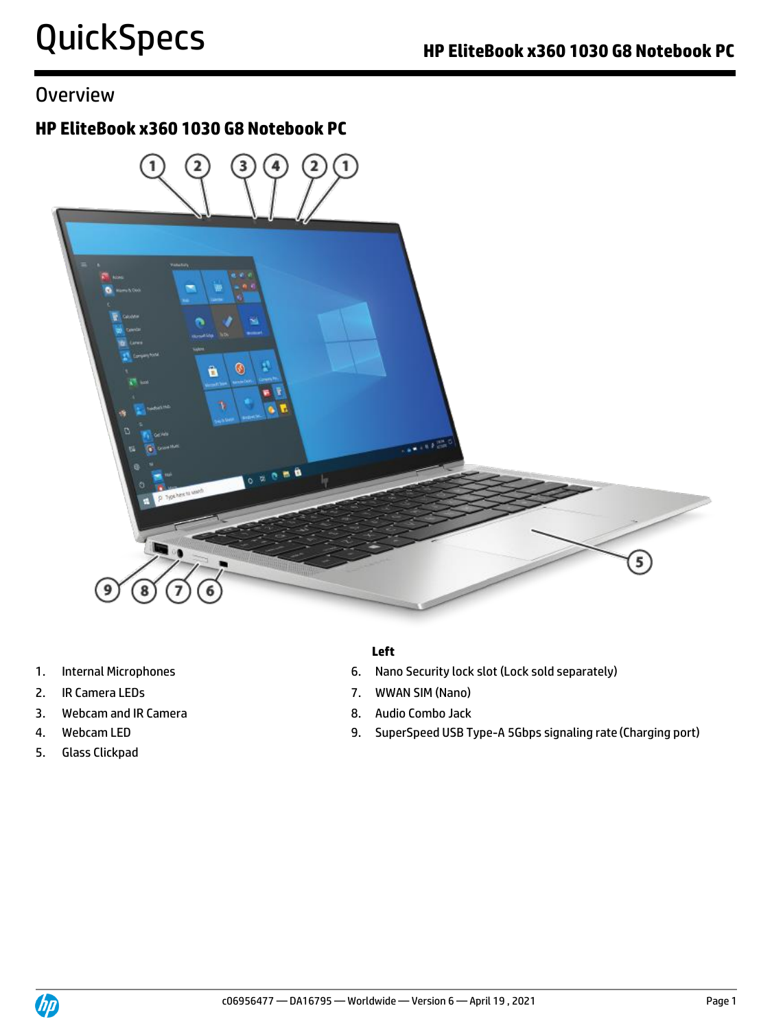# QuickSpecs

## Overview

### HP EliteBook x360 1030 G8 Notebook PC

1. Internal Microphones
2. IR Camera LEDs
3. Webcam and IR Camera
4. Webcam LED
5. Glass Clickpad

**Left**

6. Nano Security lock slot (Lock sold separately)
7. WWAN SIM (Nano)
8. Audio Combo Jack
9. SuperSpeed USB Type-A 5Gbps signaling rate (Charging port)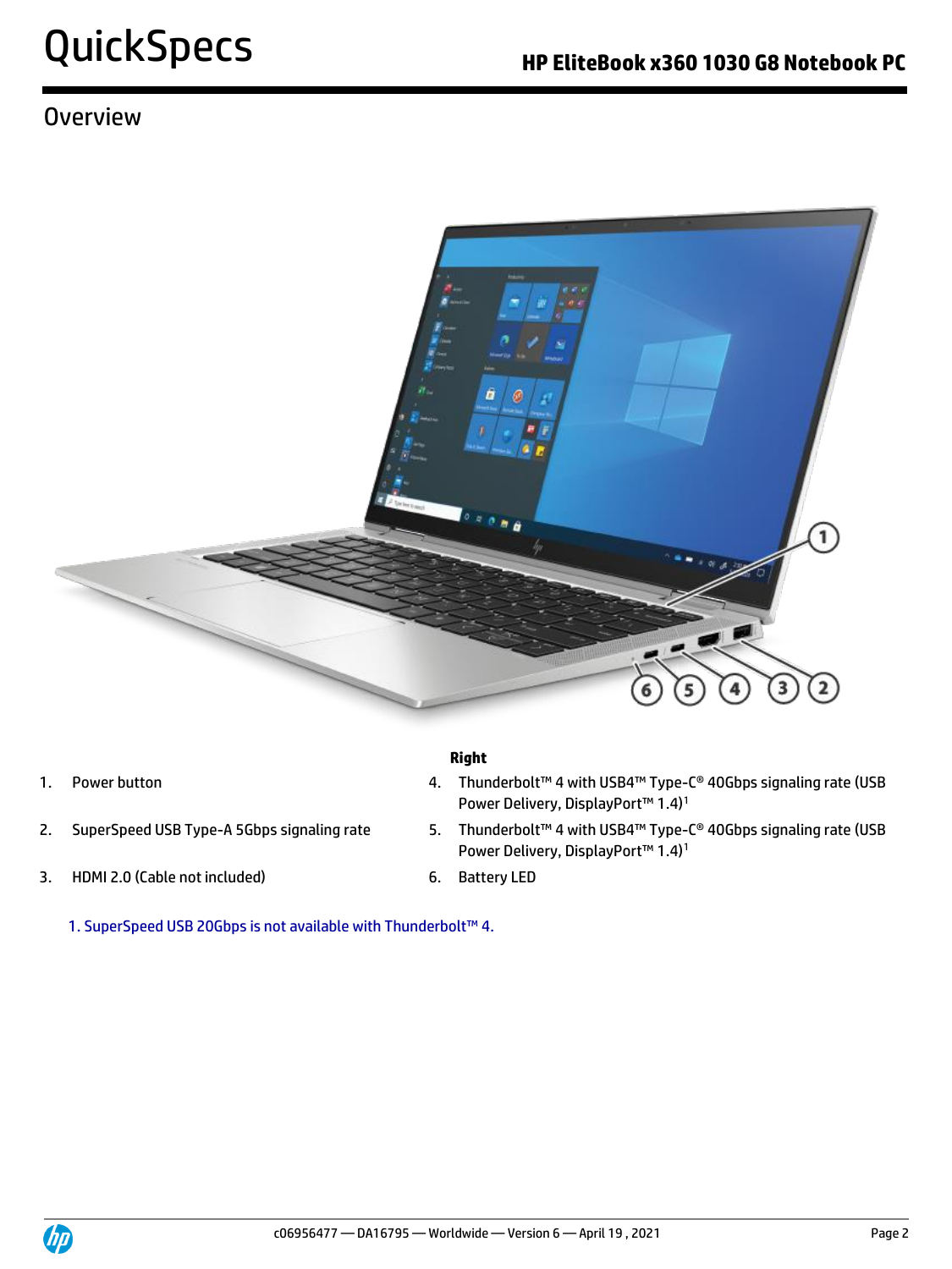## Overview

**Right**

1. Power button
2. SuperSpeed USB Type-A 5Gbps signaling rate
3. HDMI 2.0 (Cable not included)
4. Thunderbolt™ 4 with USB4™ Type-C® 40Gbps signaling rate (USB Power Delivery, DisplayPort™ 1.4)[1]
5. Thunderbolt™ 4 with USB4™ Type-C® 40Gbps signaling rate (USB Power Delivery, DisplayPort™ 1.4)[1]
6. Battery LED

1. SuperSpeed USB 20Gbps is not available with Thunderbolt™ 4.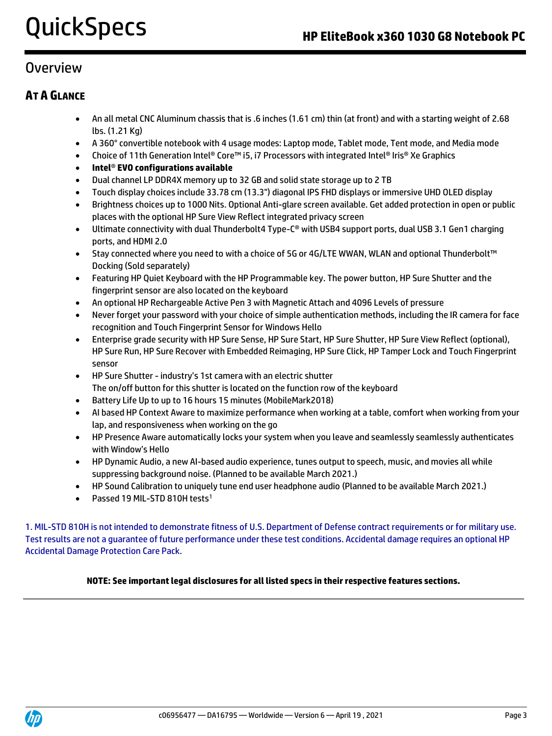# Overview

## At A Glance

- An all metal CNC Aluminum chassis that is .6 inches (1.61 cm) thin (at front) and with a starting weight of 2.68 lbs. (1.21 Kg)
- A 360° convertible notebook with 4 usage modes: Laptop mode, Tablet mode, Tent mode, and Media mode
- Choice of 11th Generation Intel® Core™ i5, i7 Processors with integrated Intel® Iris® Xe Graphics
- **Intel® EVO configurations available**
- Dual channel LP DDR4X memory up to 32 GB and solid state storage up to 2 TB
- Touch display choices include 33.78 cm (13.3") diagonal IPS FHD displays or immersive UHD OLED display
- Brightness choices up to 1000 Nits. Optional Anti-glare screen available. Get added protection in open or public places with the optional HP Sure View Reflect integrated privacy screen
- Ultimate connectivity with dual Thunderbolt4 Type-C® with USB4 support ports, dual USB 3.1 Gen1 charging ports, and HDMI 2.0
- Stay connected where you need to with a choice of 5G or 4G/LTE WWAN, WLAN and optional Thunderbolt™ Docking (Sold separately)
- Featuring HP Quiet Keyboard with the HP Programmable key. The power button, HP Sure Shutter and the fingerprint sensor are also located on the keyboard
- An optional HP Rechargeable Active Pen 3 with Magnetic Attach and 4096 Levels of pressure
- Never forget your password with your choice of simple authentication methods, including the IR camera for face recognition and Touch Fingerprint Sensor for Windows Hello
- Enterprise grade security with HP Sure Sense, HP Sure Start, HP Sure Shutter, HP Sure View Reflect (optional), HP Sure Run, HP Sure Recover with Embedded Reimaging, HP Sure Click, HP Tamper Lock and Touch Fingerprint sensor
- HP Sure Shutter - industry's 1st camera with an electric shutter
  The on/off button for this shutter is located on the function row of the keyboard
- Battery Life Up to up to 16 hours 15 minutes (MobileMark2018)
- AI based HP Context Aware to maximize performance when working at a table, comfort when working from your lap, and responsiveness when working on the go
- HP Presence Aware automatically locks your system when you leave and seamlessly seamlessly authenticates with Window's Hello
- HP Dynamic Audio, a new AI-based audio experience, tunes output to speech, music, and movies all while suppressing background noise. (Planned to be available March 2021.)
- HP Sound Calibration to uniquely tune end user headphone audio (Planned to be available March 2021.)
- Passed 19 MIL-STD 810H tests[1]

1. MIL-STD 810H is not intended to demonstrate fitness of U.S. Department of Defense contract requirements or for military use. Test results are not a guarantee of future performance under these test conditions. Accidental damage requires an optional HP Accidental Damage Protection Care Pack.

**NOTE: See important legal disclosures for all listed specs in their respective features sections.**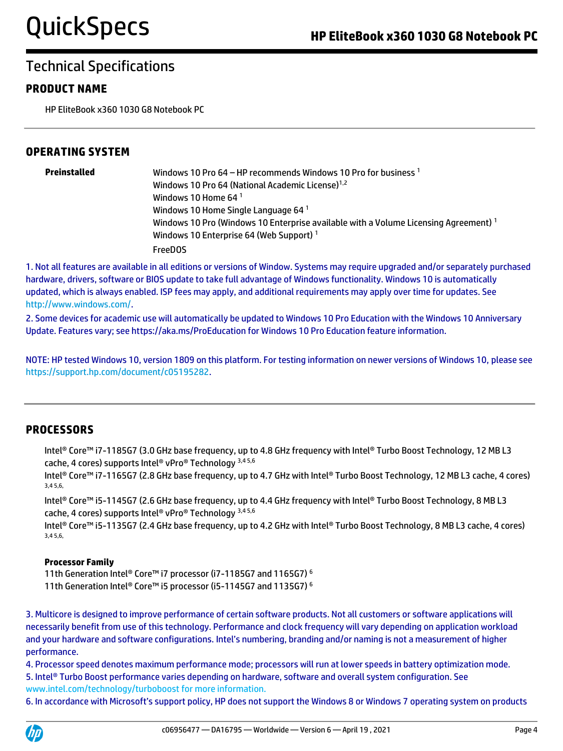# Technical Specifications

## PRODUCT NAME

HP EliteBook x360 1030 G8 Notebook PC

## OPERATING SYSTEM

| | |
|---|---|
| **Preinstalled** | Windows 10 Pro 64 – HP recommends Windows 10 Pro for business [1]<br>Windows 10 Pro 64 (National Academic License)[1,2]<br>Windows 10 Home 64 [1]<br>Windows 10 Home Single Language 64 [1]<br>Windows 10 Pro (Windows 10 Enterprise available with a Volume Licensing Agreement) [1]<br>Windows 10 Enterprise 64 (Web Support) [1]<br>FreeDOS |

1. Not all features are available in all editions or versions of Window. Systems may require upgraded and/or separately purchased hardware, drivers, software or BIOS update to take full advantage of Windows functionality. Windows 10 is automatically updated, which is always enabled. ISP fees may apply, and additional requirements may apply over time for updates. See http://www.windows.com/.

2. Some devices for academic use will automatically be updated to Windows 10 Pro Education with the Windows 10 Anniversary Update. Features vary; see https://aka.ms/ProEducation for Windows 10 Pro Education feature information.

NOTE: HP tested Windows 10, version 1809 on this platform. For testing information on newer versions of Windows 10, please see https://support.hp.com/document/c05195282.

## PROCESSORS

Intel® Core™ i7-1185G7 (3.0 GHz base frequency, up to 4.8 GHz frequency with Intel® Turbo Boost Technology, 12 MB L3 cache, 4 cores) supports Intel® vPro® Technology [3,4 5,6]

Intel® Core™ i7-1165G7 (2.8 GHz base frequency, up to 4.7 GHz with Intel® Turbo Boost Technology, 12 MB L3 cache, 4 cores) [3,4 5,6,]

Intel® Core™ i5-1145G7 (2.6 GHz base frequency, up to 4.4 GHz frequency with Intel® Turbo Boost Technology, 8 MB L3 cache, 4 cores) supports Intel® vPro® Technology [3,4 5,6]

Intel® Core™ i5-1135G7 (2.4 GHz base frequency, up to 4.2 GHz with Intel® Turbo Boost Technology, 8 MB L3 cache, 4 cores) [3,4 5,6,]

**Processor Family**

11th Generation Intel® Core™ i7 processor (i7-1185G7 and 1165G7) [6]

11th Generation Intel® Core™ i5 processor (i5-1145G7 and 1135G7) [6]

3. Multicore is designed to improve performance of certain software products. Not all customers or software applications will necessarily benefit from use of this technology. Performance and clock frequency will vary depending on application workload and your hardware and software configurations. Intel's numbering, branding and/or naming is not a measurement of higher performance.

4. Processor speed denotes maximum performance mode; processors will run at lower speeds in battery optimization mode.

5. Intel® Turbo Boost performance varies depending on hardware, software and overall system configuration. See www.intel.com/technology/turboboost for more information.

6. In accordance with Microsoft's support policy, HP does not support the Windows 8 or Windows 7 operating system on products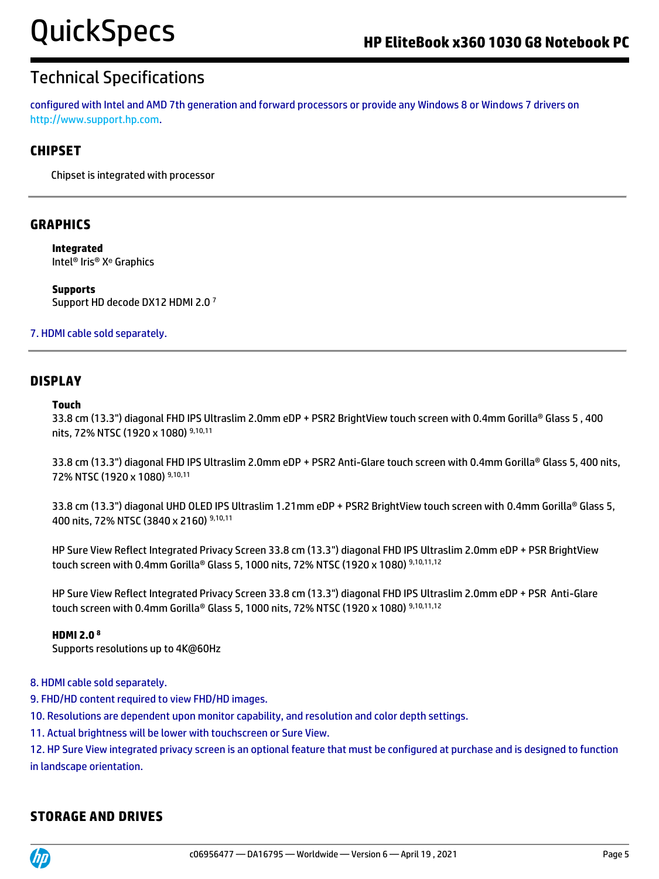## Technical Specifications

configured with Intel and AMD 7th generation and forward processors or provide any Windows 8 or Windows 7 drivers on http://www.support.hp.com.

### CHIPSET

Chipset is integrated with processor

### GRAPHICS

**Integrated**
Intel® Iris® Xe Graphics

**Supports**
Support HD decode DX12 HDMI 2.0 [7]

7. HDMI cable sold separately.

### DISPLAY

**Touch**
33.8 cm (13.3") diagonal FHD IPS Ultraslim 2.0mm eDP + PSR2 BrightView touch screen with 0.4mm Gorilla® Glass 5 , 400 nits, 72% NTSC (1920 x 1080) [9,10,11]

33.8 cm (13.3") diagonal FHD IPS Ultraslim 2.0mm eDP + PSR2 Anti-Glare touch screen with 0.4mm Gorilla® Glass 5, 400 nits, 72% NTSC (1920 x 1080) [9,10,11]

33.8 cm (13.3") diagonal UHD OLED IPS Ultraslim 1.21mm eDP + PSR2 BrightView touch screen with 0.4mm Gorilla® Glass 5, 400 nits, 72% NTSC (3840 x 2160) [9,10,11]

HP Sure View Reflect Integrated Privacy Screen 33.8 cm (13.3") diagonal FHD IPS Ultraslim 2.0mm eDP + PSR BrightView touch screen with 0.4mm Gorilla® Glass 5, 1000 nits, 72% NTSC (1920 x 1080) [9,10,11,12]

HP Sure View Reflect Integrated Privacy Screen 33.8 cm (13.3") diagonal FHD IPS Ultraslim 2.0mm eDP + PSR Anti-Glare touch screen with 0.4mm Gorilla® Glass 5, 1000 nits, 72% NTSC (1920 x 1080) [9,10,11,12]

**HDMI 2.0 [8]**
Supports resolutions up to 4K@60Hz

8. HDMI cable sold separately.
9. FHD/HD content required to view FHD/HD images.
10. Resolutions are dependent upon monitor capability, and resolution and color depth settings.
11. Actual brightness will be lower with touchscreen or Sure View.
12. HP Sure View integrated privacy screen is an optional feature that must be configured at purchase and is designed to function in landscape orientation.

### STORAGE AND DRIVES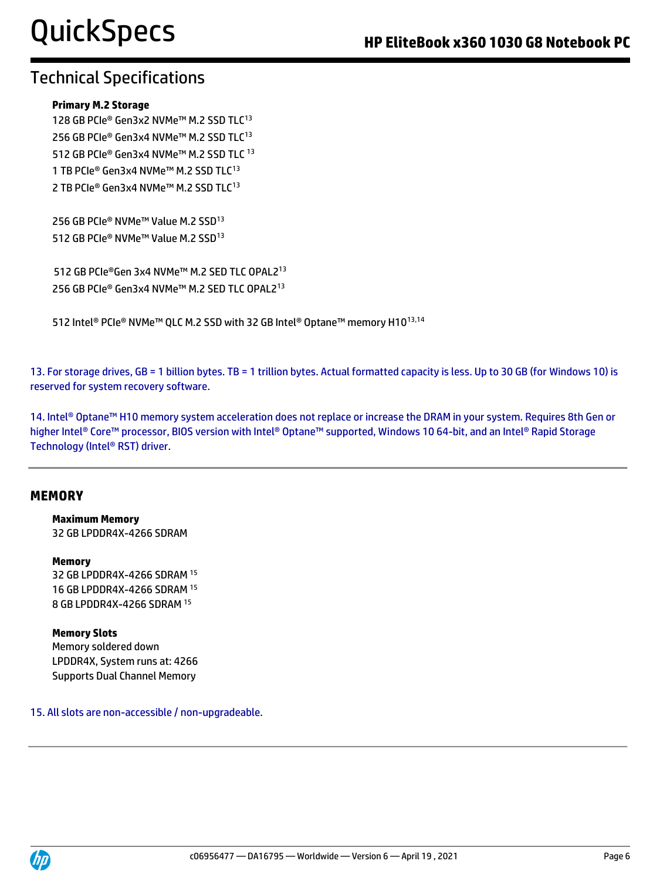## Technical Specifications

**Primary M.2 Storage**

128 GB PCIe® Gen3x2 NVMe™ M.2 SSD TLC[13]
256 GB PCIe® Gen3x4 NVMe™ M.2 SSD TLC[13]
512 GB PCIe® Gen3x4 NVMe™ M.2 SSD TLC [13]
1 TB PCIe® Gen3x4 NVMe™ M.2 SSD TLC[13]
2 TB PCIe® Gen3x4 NVMe™ M.2 SSD TLC[13]

256 GB PCIe® NVMe™ Value M.2 SSD[13]
512 GB PCIe® NVMe™ Value M.2 SSD[13]

512 GB PCIe®Gen 3x4 NVMe™ M.2 SED TLC OPAL2[13]
256 GB PCIe® Gen3x4 NVMe™ M.2 SED TLC OPAL2[13]

512 Intel® PCIe® NVMe™ QLC M.2 SSD with 32 GB Intel® Optane™ memory H10[13,14]

13. For storage drives, GB = 1 billion bytes. TB = 1 trillion bytes. Actual formatted capacity is less. Up to 30 GB (for Windows 10) is reserved for system recovery software.

14. Intel® Optane™ H10 memory system acceleration does not replace or increase the DRAM in your system. Requires 8th Gen or higher Intel® Core™ processor, BIOS version with Intel® Optane™ supported, Windows 10 64-bit, and an Intel® Rapid Storage Technology (Intel® RST) driver.

## MEMORY

**Maximum Memory**

32 GB LPDDR4X-4266 SDRAM

**Memory**

32 GB LPDDR4X-4266 SDRAM [15]
16 GB LPDDR4X-4266 SDRAM [15]
8 GB LPDDR4X-4266 SDRAM [15]

**Memory Slots**

Memory soldered down
LPDDR4X, System runs at: 4266
Supports Dual Channel Memory

15. All slots are non-accessible / non-upgradeable.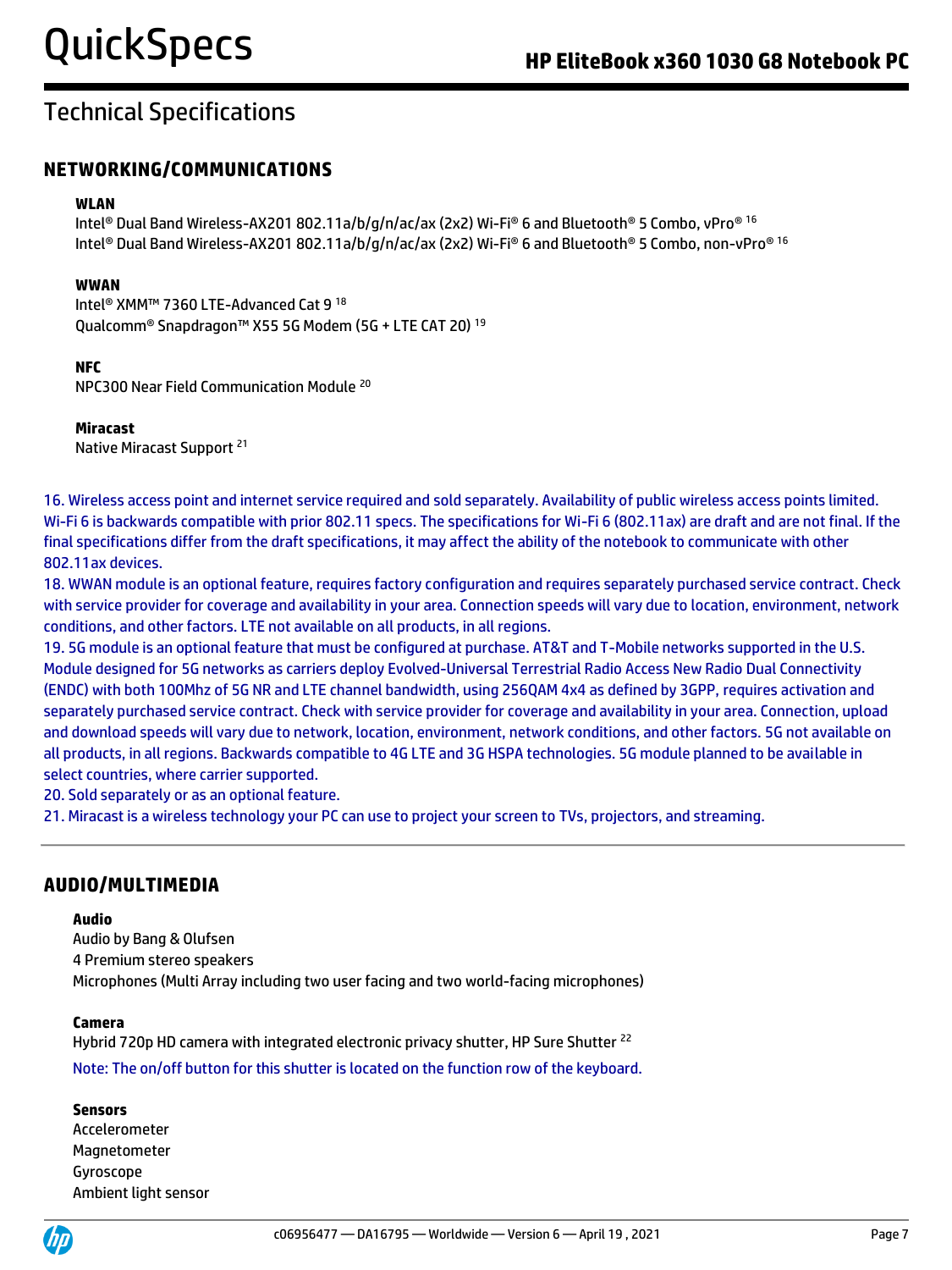# Technical Specifications

## NETWORKING/COMMUNICATIONS

**WLAN**

Intel® Dual Band Wireless-AX201 802.11a/b/g/n/ac/ax (2x2) Wi-Fi® 6 and Bluetooth® 5 Combo, vPro® [16]
Intel® Dual Band Wireless-AX201 802.11a/b/g/n/ac/ax (2x2) Wi-Fi® 6 and Bluetooth® 5 Combo, non-vPro® [16]

**WWAN**

Intel® XMM™ 7360 LTE-Advanced Cat 9 [18]
Qualcomm® Snapdragon™ X55 5G Modem (5G + LTE CAT 20) [19]

**NFC**

NPC300 Near Field Communication Module [20]

**Miracast**

Native Miracast Support [21]

16. Wireless access point and internet service required and sold separately. Availability of public wireless access points limited. Wi-Fi 6 is backwards compatible with prior 802.11 specs. The specifications for Wi-Fi 6 (802.11ax) are draft and are not final. If the final specifications differ from the draft specifications, it may affect the ability of the notebook to communicate with other 802.11ax devices.
18. WWAN module is an optional feature, requires factory configuration and requires separately purchased service contract. Check with service provider for coverage and availability in your area. Connection speeds will vary due to location, environment, network conditions, and other factors. LTE not available on all products, in all regions.
19. 5G module is an optional feature that must be configured at purchase. AT&T and T-Mobile networks supported in the U.S. Module designed for 5G networks as carriers deploy Evolved-Universal Terrestrial Radio Access New Radio Dual Connectivity (ENDC) with both 100Mhz of 5G NR and LTE channel bandwidth, using 256QAM 4x4 as defined by 3GPP, requires activation and separately purchased service contract. Check with service provider for coverage and availability in your area. Connection, upload and download speeds will vary due to network, location, environment, network conditions, and other factors. 5G not available on all products, in all regions. Backwards compatible to 4G LTE and 3G HSPA technologies. 5G module planned to be available in select countries, where carrier supported.
20. Sold separately or as an optional feature.
21. Miracast is a wireless technology your PC can use to project your screen to TVs, projectors, and streaming.

## AUDIO/MULTIMEDIA

**Audio**

Audio by Bang & Olufsen
4 Premium stereo speakers
Microphones (Multi Array including two user facing and two world-facing microphones)

**Camera**

Hybrid 720p HD camera with integrated electronic privacy shutter, HP Sure Shutter [22]

Note: The on/off button for this shutter is located on the function row of the keyboard.

**Sensors**

Accelerometer
Magnetometer
Gyroscope
Ambient light sensor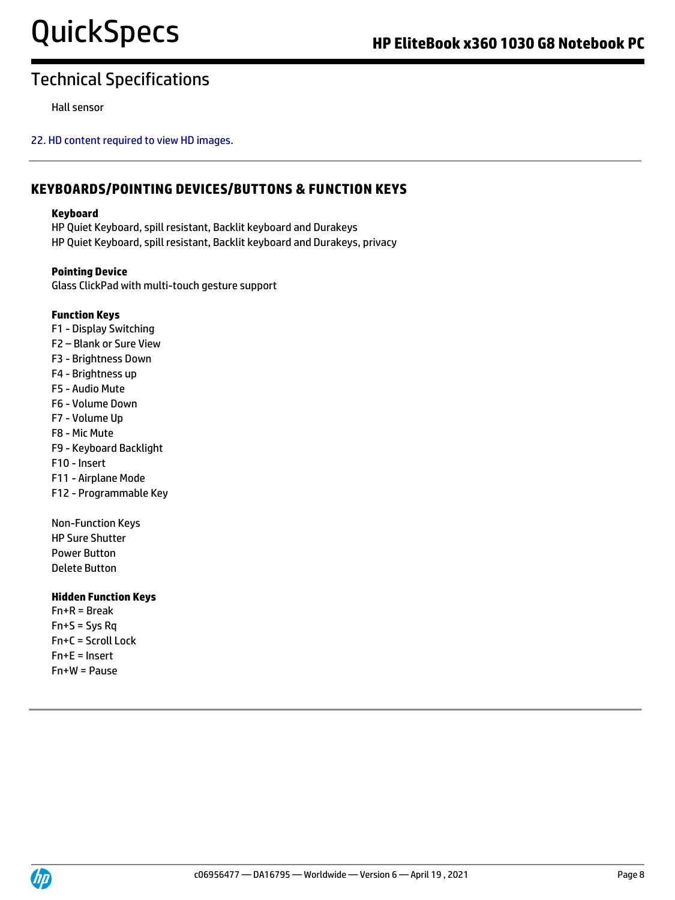## Technical Specifications

Hall sensor

22. HD content required to view HD images.

---

### KEYBOARDS/POINTING DEVICES/BUTTONS & FUNCTION KEYS

**Keyboard**

HP Quiet Keyboard, spill resistant, Backlit keyboard and Durakeys
HP Quiet Keyboard, spill resistant, Backlit keyboard and Durakeys, privacy

**Pointing Device**

Glass ClickPad with multi-touch gesture support

**Function Keys**

F1 - Display Switching
F2 – Blank or Sure View
F3 - Brightness Down
F4 - Brightness up
F5 - Audio Mute
F6 - Volume Down
F7 - Volume Up
F8 - Mic Mute
F9 - Keyboard Backlight
F10 - Insert
F11 - Airplane Mode
F12 - Programmable Key

Non-Function Keys
HP Sure Shutter
Power Button
Delete Button

**Hidden Function Keys**

Fn+R = Break
Fn+S = Sys Rq
Fn+C = Scroll Lock
Fn+E = Insert
Fn+W = Pause

---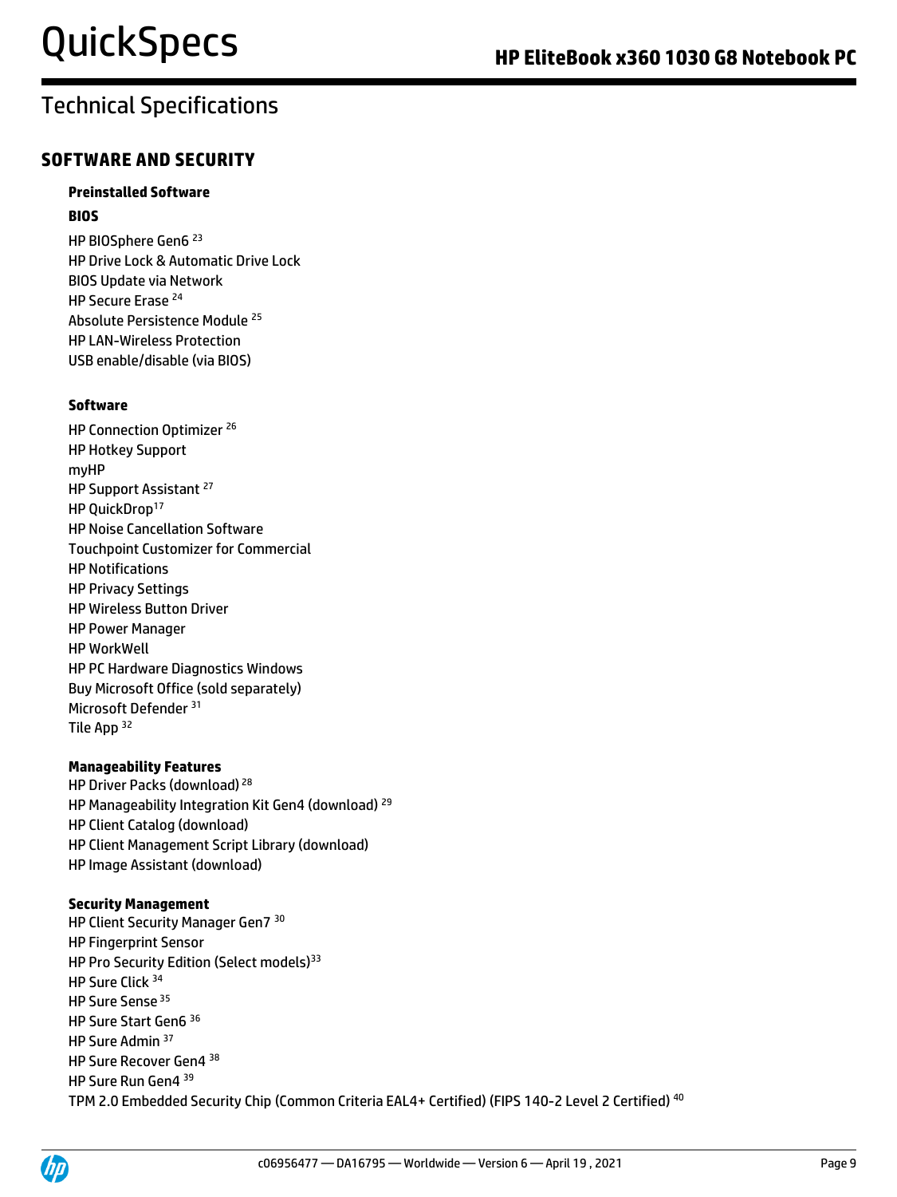## Technical Specifications

### SOFTWARE AND SECURITY

**Preinstalled Software**

**BIOS**

HP BIOSphere Gen6 [23]
HP Drive Lock & Automatic Drive Lock
BIOS Update via Network
HP Secure Erase [24]
Absolute Persistence Module [25]
HP LAN-Wireless Protection
USB enable/disable (via BIOS)

**Software**

HP Connection Optimizer [26]
HP Hotkey Support
myHP
HP Support Assistant [27]
HP QuickDrop[17]
HP Noise Cancellation Software
Touchpoint Customizer for Commercial
HP Notifications
HP Privacy Settings
HP Wireless Button Driver
HP Power Manager
HP WorkWell
HP PC Hardware Diagnostics Windows
Buy Microsoft Office (sold separately)
Microsoft Defender [31]
Tile App [32]

**Manageability Features**

HP Driver Packs (download) [28]
HP Manageability Integration Kit Gen4 (download) [29]
HP Client Catalog (download)
HP Client Management Script Library (download)
HP Image Assistant (download)

**Security Management**

HP Client Security Manager Gen7 [30]
HP Fingerprint Sensor
HP Pro Security Edition (Select models)[33]
HP Sure Click [34]
HP Sure Sense [35]
HP Sure Start Gen6 [36]
HP Sure Admin [37]
HP Sure Recover Gen4 [38]
HP Sure Run Gen4 [39]
TPM 2.0 Embedded Security Chip (Common Criteria EAL4+ Certified) (FIPS 140-2 Level 2 Certified) [40]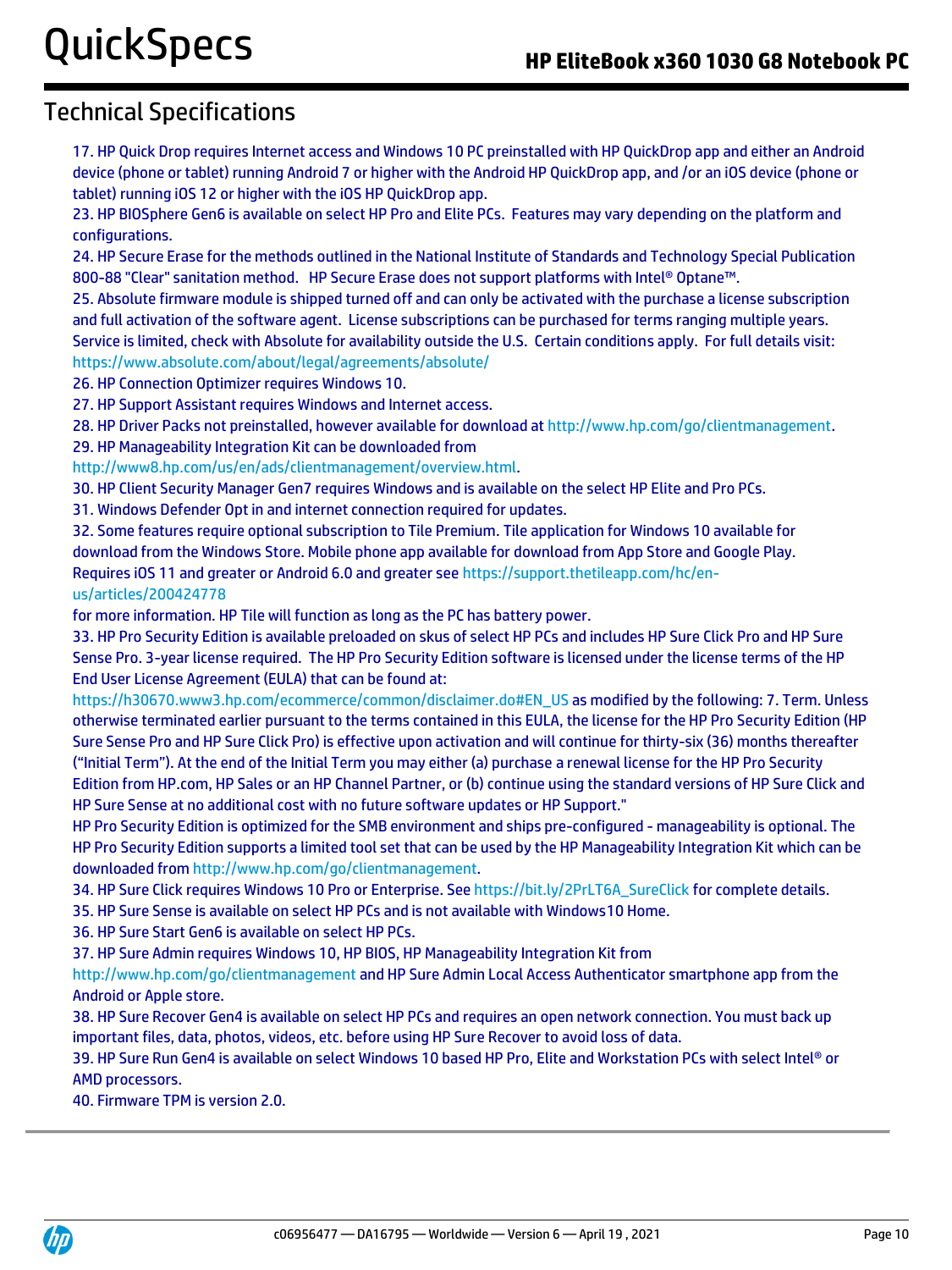## Technical Specifications

17. HP Quick Drop requires Internet access and Windows 10 PC preinstalled with HP QuickDrop app and either an Android device (phone or tablet) running Android 7 or higher with the Android HP QuickDrop app, and /or an iOS device (phone or tablet) running iOS 12 or higher with the iOS HP QuickDrop app.

23. HP BIOSphere Gen6 is available on select HP Pro and Elite PCs. Features may vary depending on the platform and configurations.

24. HP Secure Erase for the methods outlined in the National Institute of Standards and Technology Special Publication 800-88 "Clear" sanitation method. HP Secure Erase does not support platforms with Intel® Optane™.

25. Absolute firmware module is shipped turned off and can only be activated with the purchase a license subscription and full activation of the software agent. License subscriptions can be purchased for terms ranging multiple years. Service is limited, check with Absolute for availability outside the U.S. Certain conditions apply. For full details visit: https://www.absolute.com/about/legal/agreements/absolute/

26. HP Connection Optimizer requires Windows 10.

27. HP Support Assistant requires Windows and Internet access.

28. HP Driver Packs not preinstalled, however available for download at http://www.hp.com/go/clientmanagement.

29. HP Manageability Integration Kit can be downloaded from http://www8.hp.com/us/en/ads/clientmanagement/overview.html.

30. HP Client Security Manager Gen7 requires Windows and is available on the select HP Elite and Pro PCs.

31. Windows Defender Opt in and internet connection required for updates.

32. Some features require optional subscription to Tile Premium. Tile application for Windows 10 available for download from the Windows Store. Mobile phone app available for download from App Store and Google Play. Requires iOS 11 and greater or Android 6.0 and greater see https://support.thetileapp.com/hc/en-us/articles/200424778 for more information. HP Tile will function as long as the PC has battery power.

33. HP Pro Security Edition is available preloaded on skus of select HP PCs and includes HP Sure Click Pro and HP Sure Sense Pro. 3-year license required. The HP Pro Security Edition software is licensed under the license terms of the HP End User License Agreement (EULA) that can be found at: https://h30670.www3.hp.com/ecommerce/common/disclaimer.do#EN_US as modified by the following: 7. Term. Unless otherwise terminated earlier pursuant to the terms contained in this EULA, the license for the HP Pro Security Edition (HP Sure Sense Pro and HP Sure Click Pro) is effective upon activation and will continue for thirty-six (36) months thereafter ("Initial Term"). At the end of the Initial Term you may either (a) purchase a renewal license for the HP Pro Security Edition from HP.com, HP Sales or an HP Channel Partner, or (b) continue using the standard versions of HP Sure Click and HP Sure Sense at no additional cost with no future software updates or HP Support."
HP Pro Security Edition is optimized for the SMB environment and ships pre-configured - manageability is optional. The HP Pro Security Edition supports a limited tool set that can be used by the HP Manageability Integration Kit which can be downloaded from http://www.hp.com/go/clientmanagement.

34. HP Sure Click requires Windows 10 Pro or Enterprise. See https://bit.ly/2PrLT6A_SureClick for complete details.

35. HP Sure Sense is available on select HP PCs and is not available with Windows10 Home.

36. HP Sure Start Gen6 is available on select HP PCs.

37. HP Sure Admin requires Windows 10, HP BIOS, HP Manageability Integration Kit from http://www.hp.com/go/clientmanagement and HP Sure Admin Local Access Authenticator smartphone app from the Android or Apple store.

38. HP Sure Recover Gen4 is available on select HP PCs and requires an open network connection. You must back up important files, data, photos, videos, etc. before using HP Sure Recover to avoid loss of data.

39. HP Sure Run Gen4 is available on select Windows 10 based HP Pro, Elite and Workstation PCs with select Intel® or AMD processors.

40. Firmware TPM is version 2.0.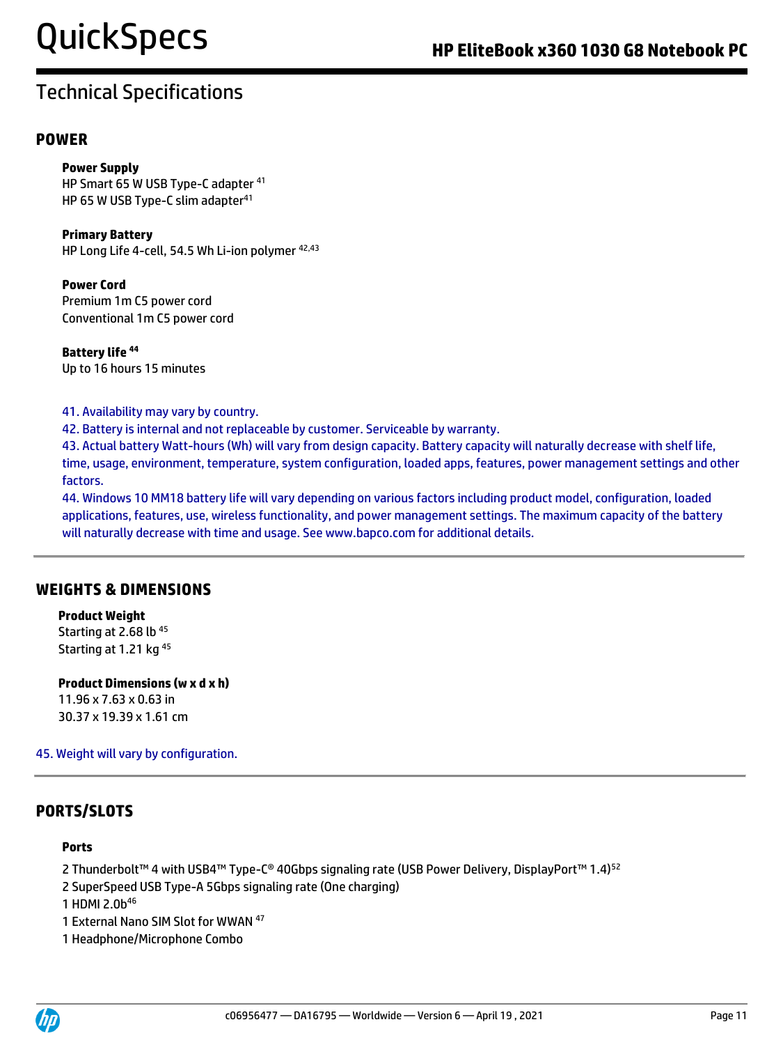## Technical Specifications

### POWER

**Power Supply**
HP Smart 65 W USB Type-C adapter [41]
HP 65 W USB Type-C slim adapter[41]

**Primary Battery**
HP Long Life 4-cell, 54.5 Wh Li-ion polymer [42,43]

**Power Cord**
Premium 1m C5 power cord
Conventional 1m C5 power cord

**Battery life [44]**
Up to 16 hours 15 minutes

41. Availability may vary by country.
42. Battery is internal and not replaceable by customer. Serviceable by warranty.
43. Actual battery Watt-hours (Wh) will vary from design capacity. Battery capacity will naturally decrease with shelf life, time, usage, environment, temperature, system configuration, loaded apps, features, power management settings and other factors.
44. Windows 10 MM18 battery life will vary depending on various factors including product model, configuration, loaded applications, features, use, wireless functionality, and power management settings. The maximum capacity of the battery will naturally decrease with time and usage. See www.bapco.com for additional details.

### WEIGHTS & DIMENSIONS

**Product Weight**
Starting at 2.68 lb [45]
Starting at 1.21 kg [45]

**Product Dimensions (w x d x h)**
11.96 x 7.63 x 0.63 in
30.37 x 19.39 x 1.61 cm

45. Weight will vary by configuration.

### PORTS/SLOTS

**Ports**

2 Thunderbolt™ 4 with USB4™ Type-C® 40Gbps signaling rate (USB Power Delivery, DisplayPort™ 1.4)[52]
2 SuperSpeed USB Type-A 5Gbps signaling rate (One charging)
1 HDMI 2.0b[46]
1 External Nano SIM Slot for WWAN [47]
1 Headphone/Microphone Combo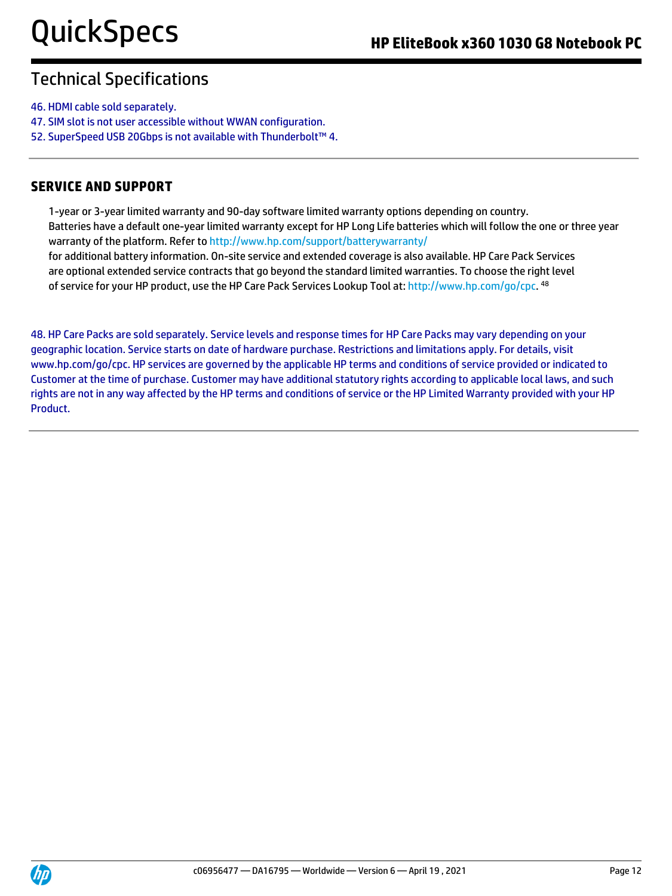## Technical Specifications

46. HDMI cable sold separately.
47. SIM slot is not user accessible without WWAN configuration.
52. SuperSpeed USB 20Gbps is not available with Thunderbolt™ 4.

---

### SERVICE AND SUPPORT

1-year or 3-year limited warranty and 90-day software limited warranty options depending on country.
Batteries have a default one-year limited warranty except for HP Long Life batteries which will follow the one or three year warranty of the platform. Refer to http://www.hp.com/support/batterywarranty/
for additional battery information. On-site service and extended coverage is also available. HP Care Pack Services are optional extended service contracts that go beyond the standard limited warranties. To choose the right level of service for your HP product, use the HP Care Pack Services Lookup Tool at: http://www.hp.com/go/cpc. [48]

48. HP Care Packs are sold separately. Service levels and response times for HP Care Packs may vary depending on your geographic location. Service starts on date of hardware purchase. Restrictions and limitations apply. For details, visit www.hp.com/go/cpc. HP services are governed by the applicable HP terms and conditions of service provided or indicated to Customer at the time of purchase. Customer may have additional statutory rights according to applicable local laws, and such rights are not in any way affected by the HP terms and conditions of service or the HP Limited Warranty provided with your HP Product.

---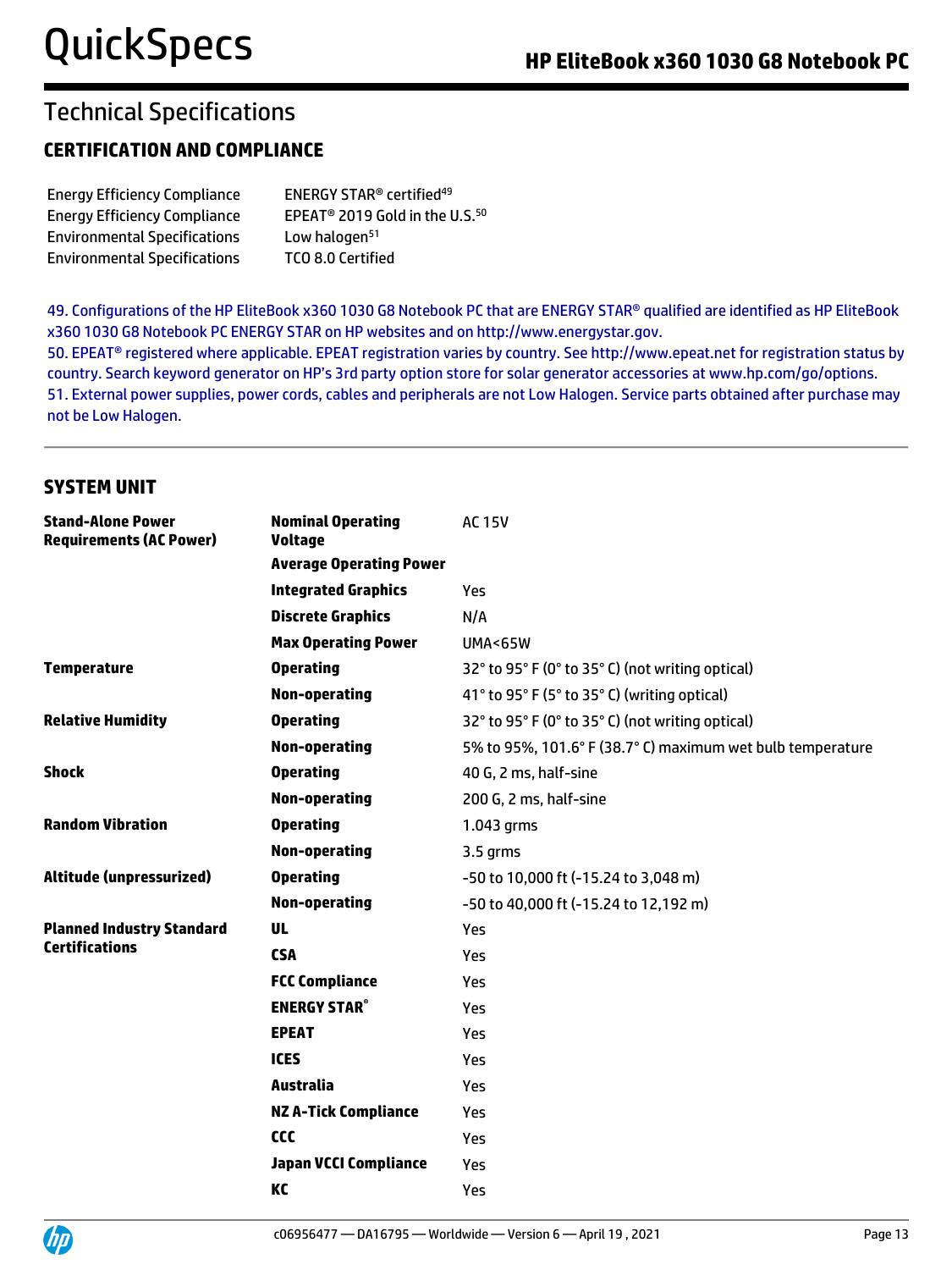## Technical Specifications

### CERTIFICATION AND COMPLIANCE

| | |
|---|---|
| Energy Efficiency Compliance | ENERGY STAR® certified[49] |
| Energy Efficiency Compliance | EPEAT® 2019 Gold in the U.S.[50] |
| Environmental Specifications | Low halogen[51] |
| Environmental Specifications | TCO 8.0 Certified |

49. Configurations of the HP EliteBook x360 1030 G8 Notebook PC that are ENERGY STAR® qualified are identified as HP EliteBook x360 1030 G8 Notebook PC ENERGY STAR on HP websites and on http://www.energystar.gov.
50. EPEAT® registered where applicable. EPEAT registration varies by country. See http://www.epeat.net for registration status by country. Search keyword generator on HP's 3rd party option store for solar generator accessories at www.hp.com/go/options.
51. External power supplies, power cords, cables and peripherals are not Low Halogen. Service parts obtained after purchase may not be Low Halogen.

### SYSTEM UNIT

| | | |
|---|---|---|
| **Stand-Alone Power Requirements (AC Power)** | **Nominal Operating Voltage** | AC 15V |
| | **Average Operating Power** | |
| | **Integrated Graphics** | Yes |
| | **Discrete Graphics** | N/A |
| | **Max Operating Power** | UMA<65W |
| **Temperature** | **Operating** | 32° to 95° F (0° to 35° C) (not writing optical) |
| | **Non-operating** | 41° to 95° F (5° to 35° C) (writing optical) |
| **Relative Humidity** | **Operating** | 32° to 95° F (0° to 35° C) (not writing optical) |
| | **Non-operating** | 5% to 95%, 101.6° F (38.7° C) maximum wet bulb temperature |
| **Shock** | **Operating** | 40 G, 2 ms, half-sine |
| | **Non-operating** | 200 G, 2 ms, half-sine |
| **Random Vibration** | **Operating** | 1.043 grms |
| | **Non-operating** | 3.5 grms |
| **Altitude (unpressurized)** | **Operating** | -50 to 10,000 ft (-15.24 to 3,048 m) |
| | **Non-operating** | -50 to 40,000 ft (-15.24 to 12,192 m) |
| **Planned Industry Standard Certifications** | **UL** | Yes |
| | **CSA** | Yes |
| | **FCC Compliance** | Yes |
| | **ENERGY STAR®** | Yes |
| | **EPEAT** | Yes |
| | **ICES** | Yes |
| | **Australia** | Yes |
| | **NZ A-Tick Compliance** | Yes |
| | **CCC** | Yes |
| | **Japan VCCI Compliance** | Yes |
| | **KC** | Yes |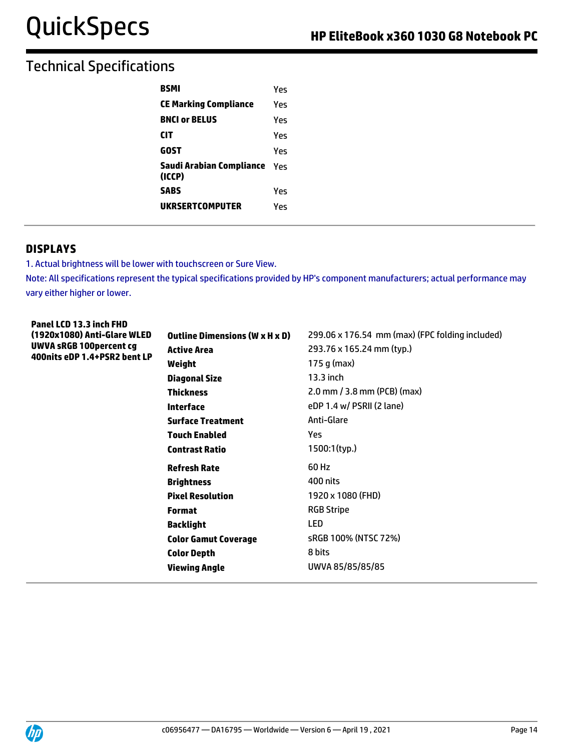## Technical Specifications

| | |
|---|---|
| **BSMI** | Yes |
| **CE Marking Compliance** | Yes |
| **BNCI or BELUS** | Yes |
| **CIT** | Yes |
| **GOST** | Yes |
| **Saudi Arabian Compliance (ICCP)** | Yes |
| **SABS** | Yes |
| **UKRSERTCOMPUTER** | Yes |

## DISPLAYS

1. Actual brightness will be lower with touchscreen or Sure View.

Note: All specifications represent the typical specifications provided by HP's component manufacturers; actual performance may vary either higher or lower.

| | | |
|---|---|---|
| **Panel LCD 13.3 inch FHD (1920x1080) Anti-Glare WLED UWVA sRGB 100percent cg 400nits eDP 1.4+PSR2 bent LP** | **Outline Dimensions (W x H x D)** | 299.06 x 176.54 mm (max) (FPC folding included) |
| | **Active Area** | 293.76 x 165.24 mm (typ.) |
| | **Weight** | 175 g (max) |
| | **Diagonal Size** | 13.3 inch |
| | **Thickness** | 2.0 mm / 3.8 mm (PCB) (max) |
| | **Interface** | eDP 1.4 w/ PSRII (2 lane) |
| | **Surface Treatment** | Anti-Glare |
| | **Touch Enabled** | Yes |
| | **Contrast Ratio** | 1500:1(typ.) |
| | **Refresh Rate** | 60 Hz |
| | **Brightness** | 400 nits |
| | **Pixel Resolution** | 1920 x 1080 (FHD) |
| | **Format** | RGB Stripe |
| | **Backlight** | LED |
| | **Color Gamut Coverage** | sRGB 100% (NTSC 72%) |
| | **Color Depth** | 8 bits |
| | **Viewing Angle** | UWVA 85/85/85/85 |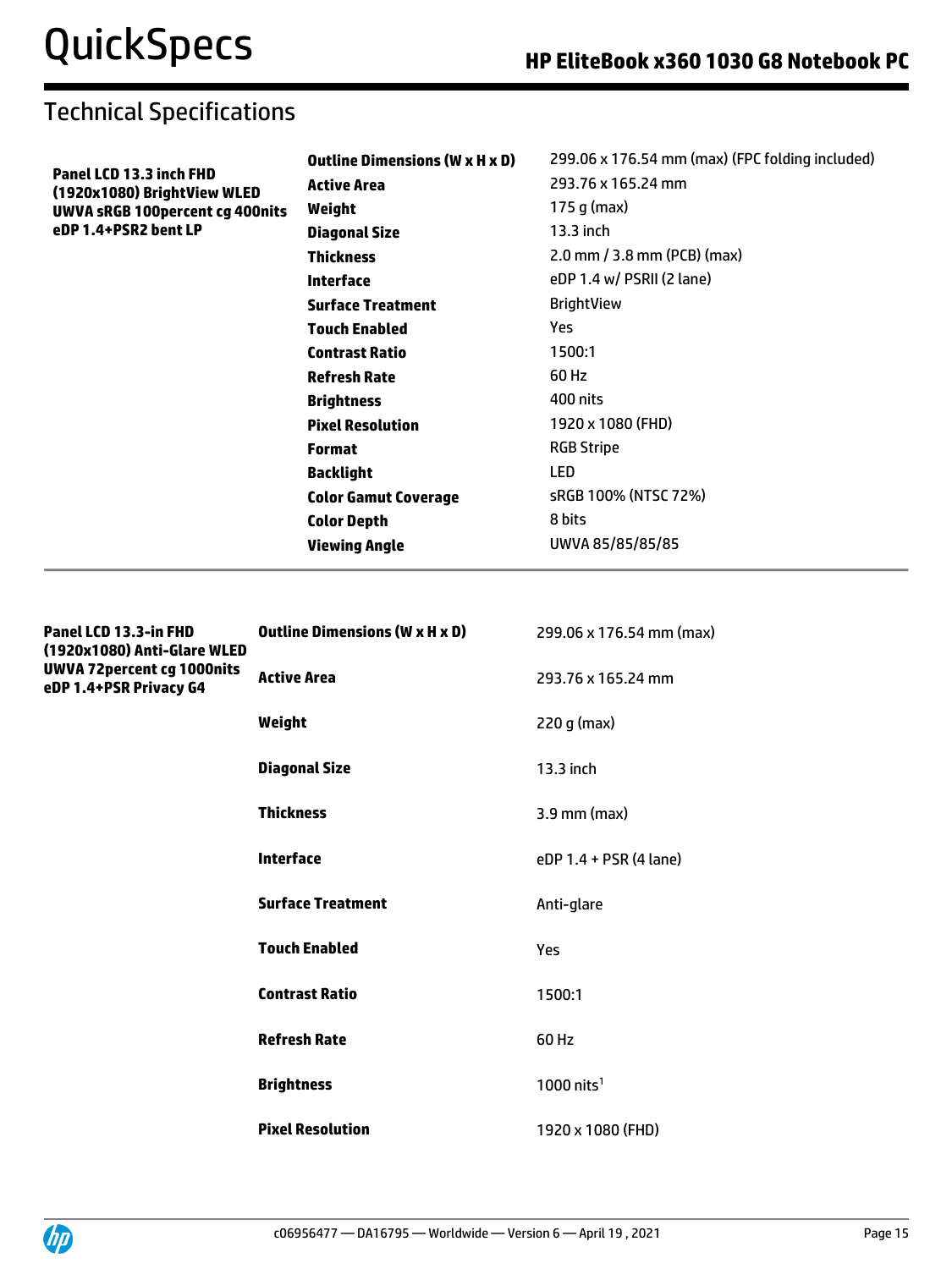## Technical Specifications

| | | |
|---|---|---|
| **Panel LCD 13.3 inch FHD (1920x1080) BrightView WLED UWVA sRGB 100percent cg 400nits eDP 1.4+PSR2 bent LP** | **Outline Dimensions (W x H x D)** | 299.06 x 176.54 mm (max) (FPC folding included) |
| | **Active Area** | 293.76 x 165.24 mm |
| | **Weight** | 175 g (max) |
| | **Diagonal Size** | 13.3 inch |
| | **Thickness** | 2.0 mm / 3.8 mm (PCB) (max) |
| | **Interface** | eDP 1.4 w/ PSRII (2 lane) |
| | **Surface Treatment** | BrightView |
| | **Touch Enabled** | Yes |
| | **Contrast Ratio** | 1500:1 |
| | **Refresh Rate** | 60 Hz |
| | **Brightness** | 400 nits |
| | **Pixel Resolution** | 1920 x 1080 (FHD) |
| | **Format** | RGB Stripe |
| | **Backlight** | LED |
| | **Color Gamut Coverage** | sRGB 100% (NTSC 72%) |
| | **Color Depth** | 8 bits |
| | **Viewing Angle** | UWVA 85/85/85/85 |

| | | |
|---|---|---|
| **Panel LCD 13.3-in FHD (1920x1080) Anti-Glare WLED UWVA 72percent cg 1000nits eDP 1.4+PSR Privacy G4** | **Outline Dimensions (W x H x D)** | 299.06 x 176.54 mm (max) |
| | **Active Area** | 293.76 x 165.24 mm |
| | **Weight** | 220 g (max) |
| | **Diagonal Size** | 13.3 inch |
| | **Thickness** | 3.9 mm (max) |
| | **Interface** | eDP 1.4 + PSR (4 lane) |
| | **Surface Treatment** | Anti-glare |
| | **Touch Enabled** | Yes |
| | **Contrast Ratio** | 1500:1 |
| | **Refresh Rate** | 60 Hz |
| | **Brightness** | 1000 nits[1] |
| | **Pixel Resolution** | 1920 x 1080 (FHD) |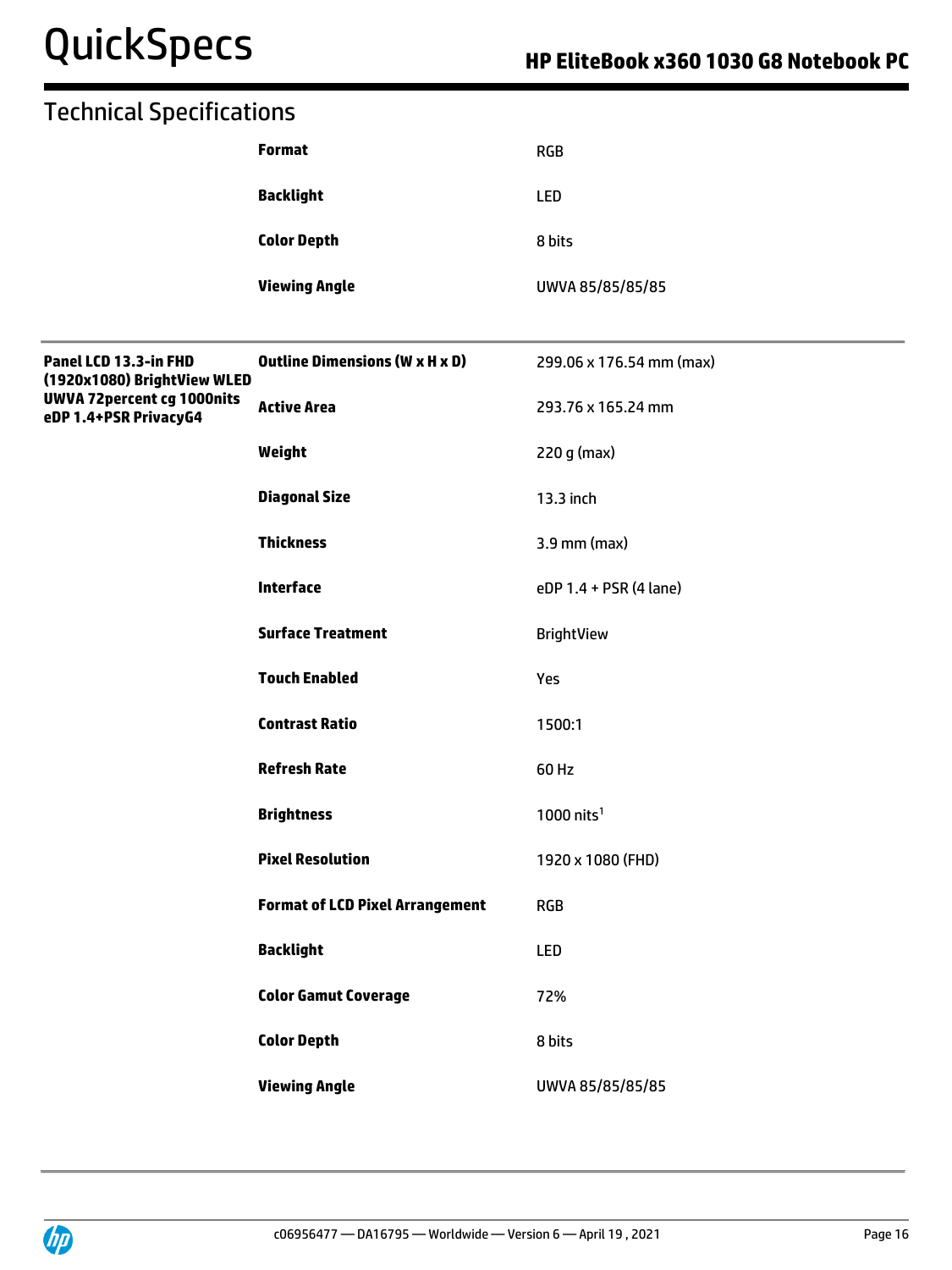## Technical Specifications

| | | |
|---|---|---|
| | **Format** | RGB |
| | **Backlight** | LED |
| | **Color Depth** | 8 bits |
| | **Viewing Angle** | UWVA 85/85/85/85 |

| | | |
|---|---|---|
| **Panel LCD 13.3-in FHD (1920x1080) BrightView WLED UWVA 72percent cg 1000nits eDP 1.4+PSR PrivacyG4** | **Outline Dimensions (W x H x D)** | 299.06 x 176.54 mm (max) |
| | **Active Area** | 293.76 x 165.24 mm |
| | **Weight** | 220 g (max) |
| | **Diagonal Size** | 13.3 inch |
| | **Thickness** | 3.9 mm (max) |
| | **Interface** | eDP 1.4 + PSR (4 lane) |
| | **Surface Treatment** | BrightView |
| | **Touch Enabled** | Yes |
| | **Contrast Ratio** | 1500:1 |
| | **Refresh Rate** | 60 Hz |
| | **Brightness** | 1000 nits[1] |
| | **Pixel Resolution** | 1920 x 1080 (FHD) |
| | **Format of LCD Pixel Arrangement** | RGB |
| | **Backlight** | LED |
| | **Color Gamut Coverage** | 72% |
| | **Color Depth** | 8 bits |
| | **Viewing Angle** | UWVA 85/85/85/85 |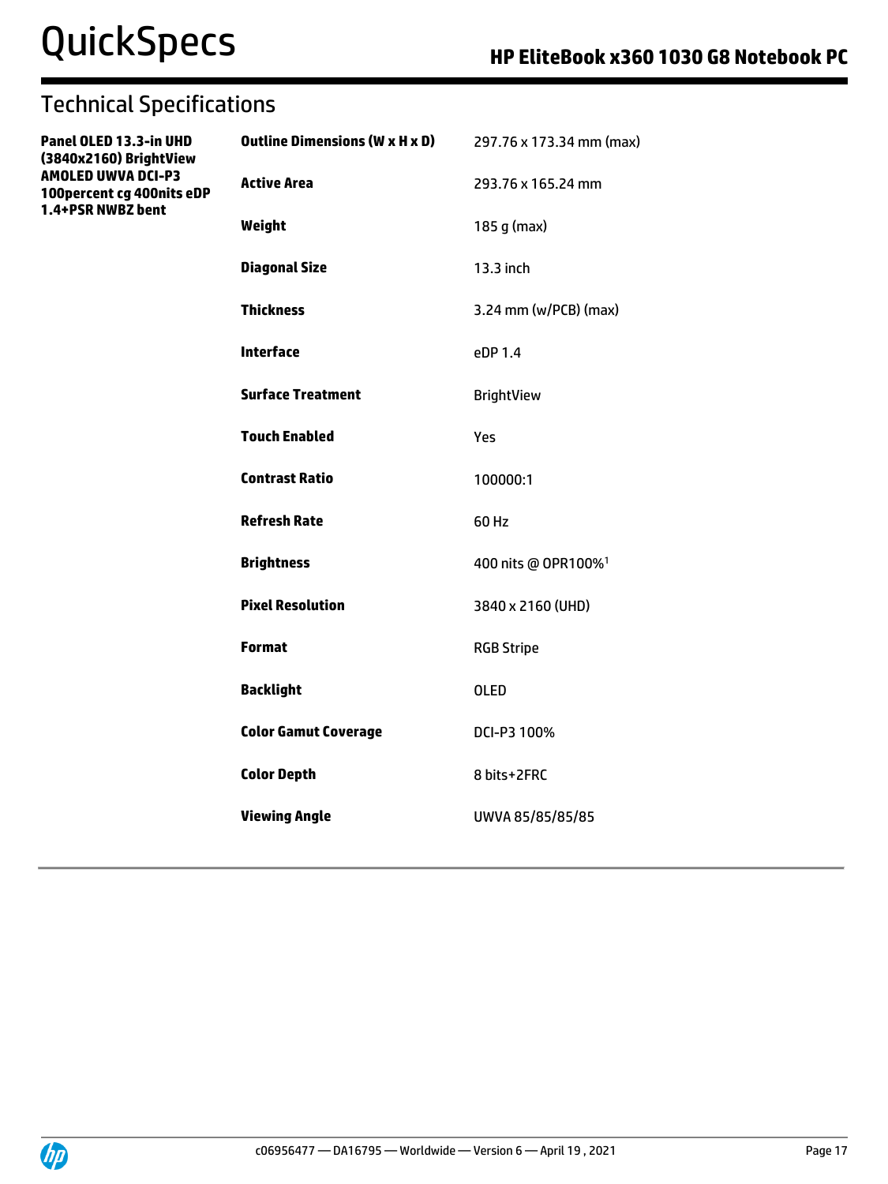## Technical Specifications

| | | |
|---|---|---|
| **Panel OLED 13.3-in UHD (3840x2160) BrightView AMOLED UWVA DCI-P3 100percent cg 400nits eDP 1.4+PSR NWBZ bent** | **Outline Dimensions (W x H x D)** | 297.76 x 173.34 mm (max) |
| | **Active Area** | 293.76 x 165.24 mm |
| | **Weight** | 185 g (max) |
| | **Diagonal Size** | 13.3 inch |
| | **Thickness** | 3.24 mm (w/PCB) (max) |
| | **Interface** | eDP 1.4 |
| | **Surface Treatment** | BrightView |
| | **Touch Enabled** | Yes |
| | **Contrast Ratio** | 100000:1 |
| | **Refresh Rate** | 60 Hz |
| | **Brightness** | 400 nits @ OPR100%[1] |
| | **Pixel Resolution** | 3840 x 2160 (UHD) |
| | **Format** | RGB Stripe |
| | **Backlight** | OLED |
| | **Color Gamut Coverage** | DCI-P3 100% |
| | **Color Depth** | 8 bits+2FRC |
| | **Viewing Angle** | UWVA 85/85/85/85 |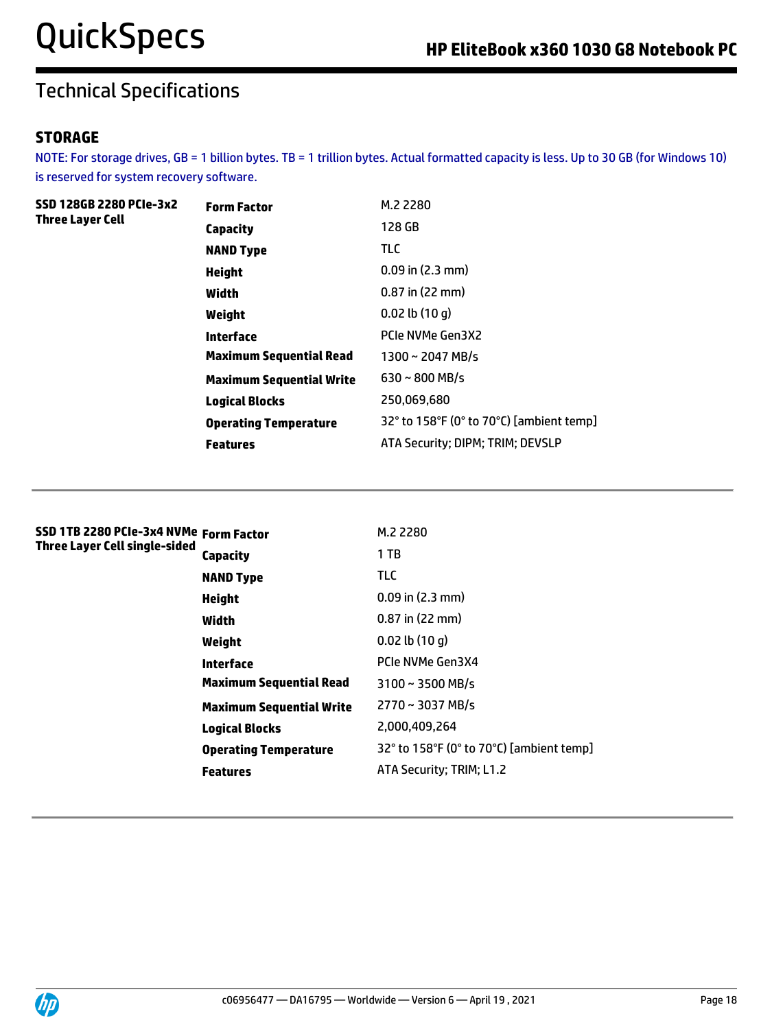## Technical Specifications

### STORAGE

NOTE: For storage drives, GB = 1 billion bytes. TB = 1 trillion bytes. Actual formatted capacity is less. Up to 30 GB (for Windows 10) is reserved for system recovery software.

| | | |
|---|---|---|
| **SSD 128GB 2280 PCIe-3x2 Three Layer Cell** | **Form Factor** | M.2 2280 |
| | **Capacity** | 128 GB |
| | **NAND Type** | TLC |
| | **Height** | 0.09 in (2.3 mm) |
| | **Width** | 0.87 in (22 mm) |
| | **Weight** | 0.02 lb (10 g) |
| | **Interface** | PCIe NVMe Gen3X2 |
| | **Maximum Sequential Read** | 1300 ~ 2047 MB/s |
| | **Maximum Sequential Write** | 630 ~ 800 MB/s |
| | **Logical Blocks** | 250,069,680 |
| | **Operating Temperature** | 32° to 158°F (0° to 70°C) [ambient temp] |
| | **Features** | ATA Security; DIPM; TRIM; DEVSLP |

| | | |
|---|---|---|
| **SSD 1TB 2280 PCIe-3x4 NVMe Three Layer Cell single-sided** | **Form Factor** | M.2 2280 |
| | **Capacity** | 1 TB |
| | **NAND Type** | TLC |
| | **Height** | 0.09 in (2.3 mm) |
| | **Width** | 0.87 in (22 mm) |
| | **Weight** | 0.02 lb (10 g) |
| | **Interface** | PCIe NVMe Gen3X4 |
| | **Maximum Sequential Read** | 3100 ~ 3500 MB/s |
| | **Maximum Sequential Write** | 2770 ~ 3037 MB/s |
| | **Logical Blocks** | 2,000,409,264 |
| | **Operating Temperature** | 32° to 158°F (0° to 70°C) [ambient temp] |
| | **Features** | ATA Security; TRIM; L1.2 |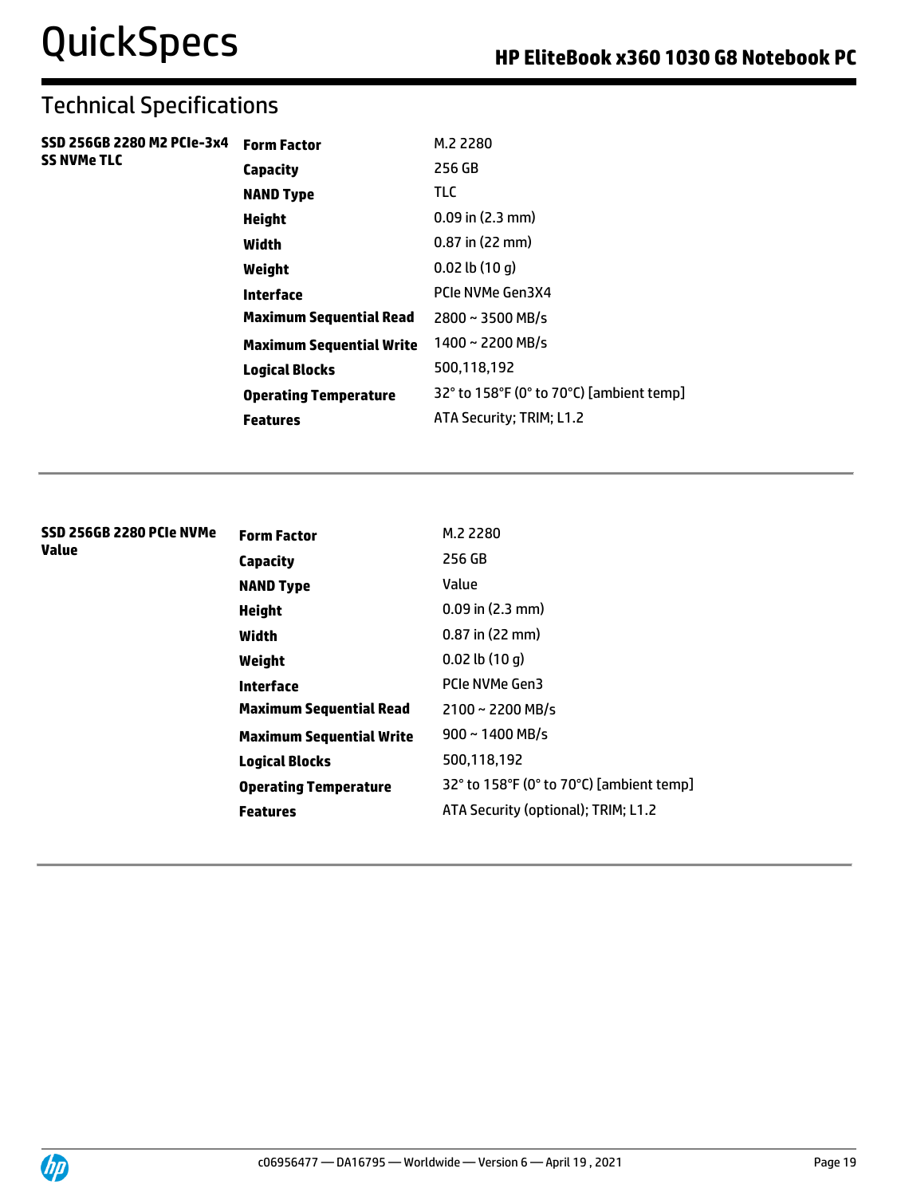## Technical Specifications

| SSD 256GB 2280 M2 PCIe-3x4 SS NVMe TLC | | |
|---|---|---|
| | **Form Factor** | M.2 2280 |
| | **Capacity** | 256 GB |
| | **NAND Type** | TLC |
| | **Height** | 0.09 in (2.3 mm) |
| | **Width** | 0.87 in (22 mm) |
| | **Weight** | 0.02 lb (10 g) |
| | **Interface** | PCIe NVMe Gen3X4 |
| | **Maximum Sequential Read** | 2800 ~ 3500 MB/s |
| | **Maximum Sequential Write** | 1400 ~ 2200 MB/s |
| | **Logical Blocks** | 500,118,192 |
| | **Operating Temperature** | 32° to 158°F (0° to 70°C) [ambient temp] |
| | **Features** | ATA Security; TRIM; L1.2 |

| SSD 256GB 2280 PCIe NVMe Value | | |
|---|---|---|
| | **Form Factor** | M.2 2280 |
| | **Capacity** | 256 GB |
| | **NAND Type** | Value |
| | **Height** | 0.09 in (2.3 mm) |
| | **Width** | 0.87 in (22 mm) |
| | **Weight** | 0.02 lb (10 g) |
| | **Interface** | PCIe NVMe Gen3 |
| | **Maximum Sequential Read** | 2100 ~ 2200 MB/s |
| | **Maximum Sequential Write** | 900 ~ 1400 MB/s |
| | **Logical Blocks** | 500,118,192 |
| | **Operating Temperature** | 32° to 158°F (0° to 70°C) [ambient temp] |
| | **Features** | ATA Security (optional); TRIM; L1.2 |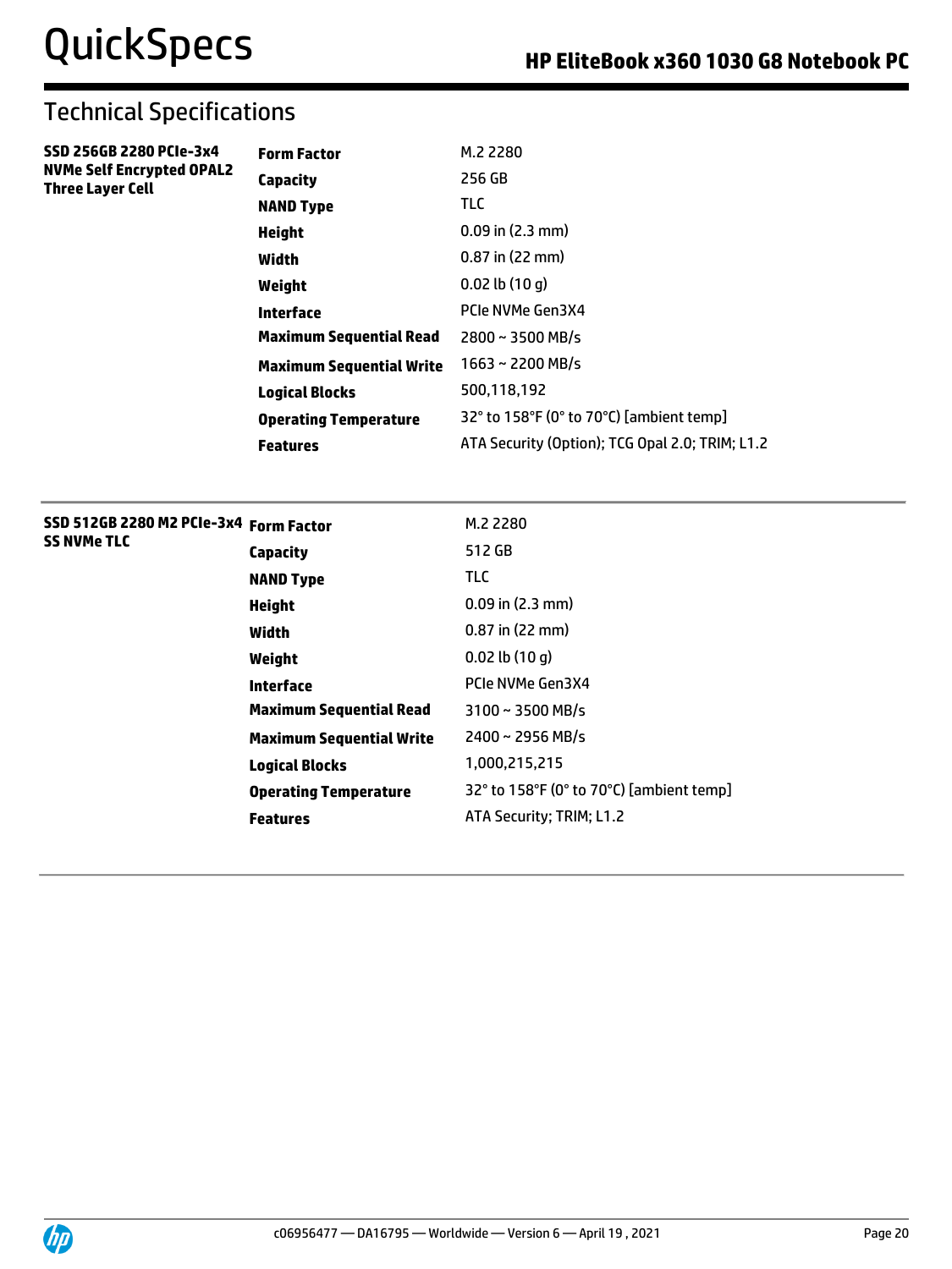## Technical Specifications

| | | |
|---|---|---|
| **SSD 256GB 2280 PCIe-3x4 NVMe Self Encrypted OPAL2 Three Layer Cell** | **Form Factor** | M.2 2280 |
| | **Capacity** | 256 GB |
| | **NAND Type** | TLC |
| | **Height** | 0.09 in (2.3 mm) |
| | **Width** | 0.87 in (22 mm) |
| | **Weight** | 0.02 lb (10 g) |
| | **Interface** | PCIe NVMe Gen3X4 |
| | **Maximum Sequential Read** | 2800 ~ 3500 MB/s |
| | **Maximum Sequential Write** | 1663 ~ 2200 MB/s |
| | **Logical Blocks** | 500,118,192 |
| | **Operating Temperature** | 32° to 158°F (0° to 70°C) [ambient temp] |
| | **Features** | ATA Security (Option); TCG Opal 2.0; TRIM; L1.2 |

| | | |
|---|---|---|
| **SSD 512GB 2280 M2 PCIe-3x4 SS NVMe TLC** | **Form Factor** | M.2 2280 |
| | **Capacity** | 512 GB |
| | **NAND Type** | TLC |
| | **Height** | 0.09 in (2.3 mm) |
| | **Width** | 0.87 in (22 mm) |
| | **Weight** | 0.02 lb (10 g) |
| | **Interface** | PCIe NVMe Gen3X4 |
| | **Maximum Sequential Read** | 3100 ~ 3500 MB/s |
| | **Maximum Sequential Write** | 2400 ~ 2956 MB/s |
| | **Logical Blocks** | 1,000,215,215 |
| | **Operating Temperature** | 32° to 158°F (0° to 70°C) [ambient temp] |
| | **Features** | ATA Security; TRIM; L1.2 |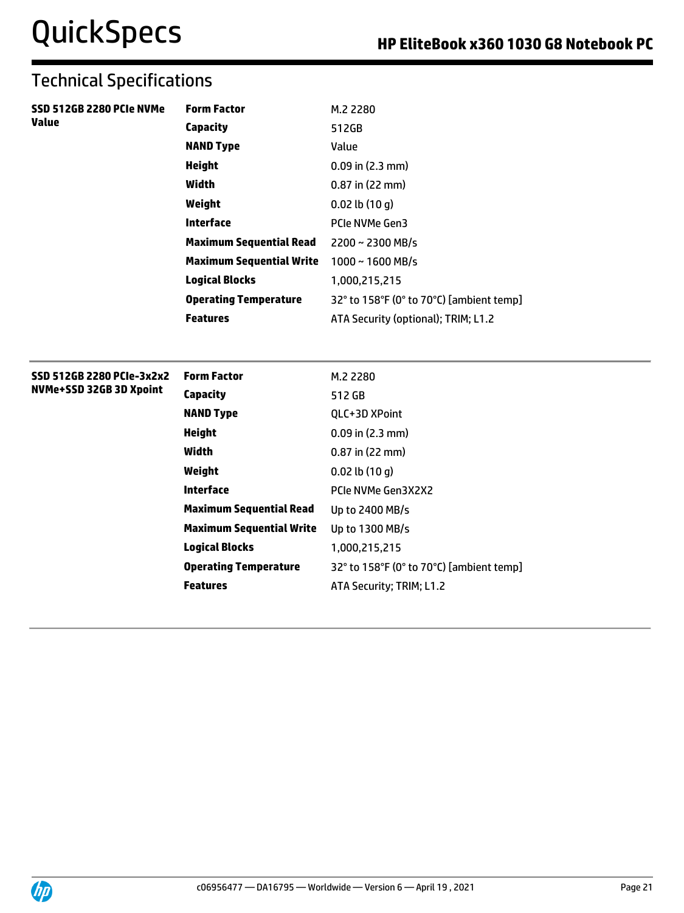## Technical Specifications

| | | |
|---|---|---|
| **SSD 512GB 2280 PCIe NVMe Value** | **Form Factor** | M.2 2280 |
| | **Capacity** | 512GB |
| | **NAND Type** | Value |
| | **Height** | 0.09 in (2.3 mm) |
| | **Width** | 0.87 in (22 mm) |
| | **Weight** | 0.02 lb (10 g) |
| | **Interface** | PCIe NVMe Gen3 |
| | **Maximum Sequential Read** | 2200 ~ 2300 MB/s |
| | **Maximum Sequential Write** | 1000 ~ 1600 MB/s |
| | **Logical Blocks** | 1,000,215,215 |
| | **Operating Temperature** | 32° to 158°F (0° to 70°C) [ambient temp] |
| | **Features** | ATA Security (optional); TRIM; L1.2 |

| | | |
|---|---|---|
| **SSD 512GB 2280 PCIe-3x2x2 NVMe+SSD 32GB 3D Xpoint** | **Form Factor** | M.2 2280 |
| | **Capacity** | 512 GB |
| | **NAND Type** | QLC+3D XPoint |
| | **Height** | 0.09 in (2.3 mm) |
| | **Width** | 0.87 in (22 mm) |
| | **Weight** | 0.02 lb (10 g) |
| | **Interface** | PCIe NVMe Gen3X2X2 |
| | **Maximum Sequential Read** | Up to 2400 MB/s |
| | **Maximum Sequential Write** | Up to 1300 MB/s |
| | **Logical Blocks** | 1,000,215,215 |
| | **Operating Temperature** | 32° to 158°F (0° to 70°C) [ambient temp] |
| | **Features** | ATA Security; TRIM; L1.2 |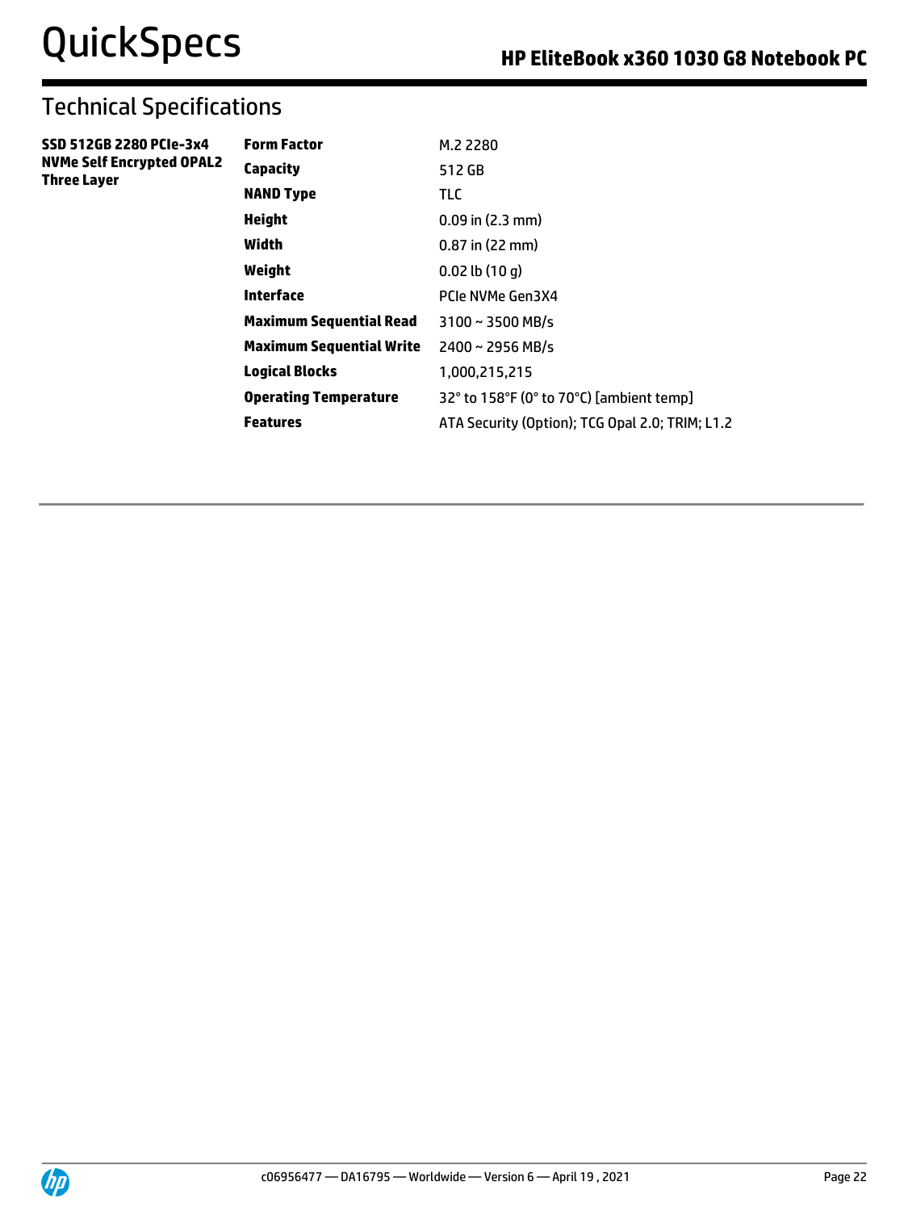## Technical Specifications

| | | |
|---|---|---|
| **SSD 512GB 2280 PCIe-3x4 NVMe Self Encrypted OPAL2 Three Layer** | **Form Factor** | M.2 2280 |
| | **Capacity** | 512 GB |
| | **NAND Type** | TLC |
| | **Height** | 0.09 in (2.3 mm) |
| | **Width** | 0.87 in (22 mm) |
| | **Weight** | 0.02 lb (10 g) |
| | **Interface** | PCIe NVMe Gen3X4 |
| | **Maximum Sequential Read** | 3100 ~ 3500 MB/s |
| | **Maximum Sequential Write** | 2400 ~ 2956 MB/s |
| | **Logical Blocks** | 1,000,215,215 |
| | **Operating Temperature** | 32° to 158°F (0° to 70°C) [ambient temp] |
| | **Features** | ATA Security (Option); TCG Opal 2.0; TRIM; L1.2 |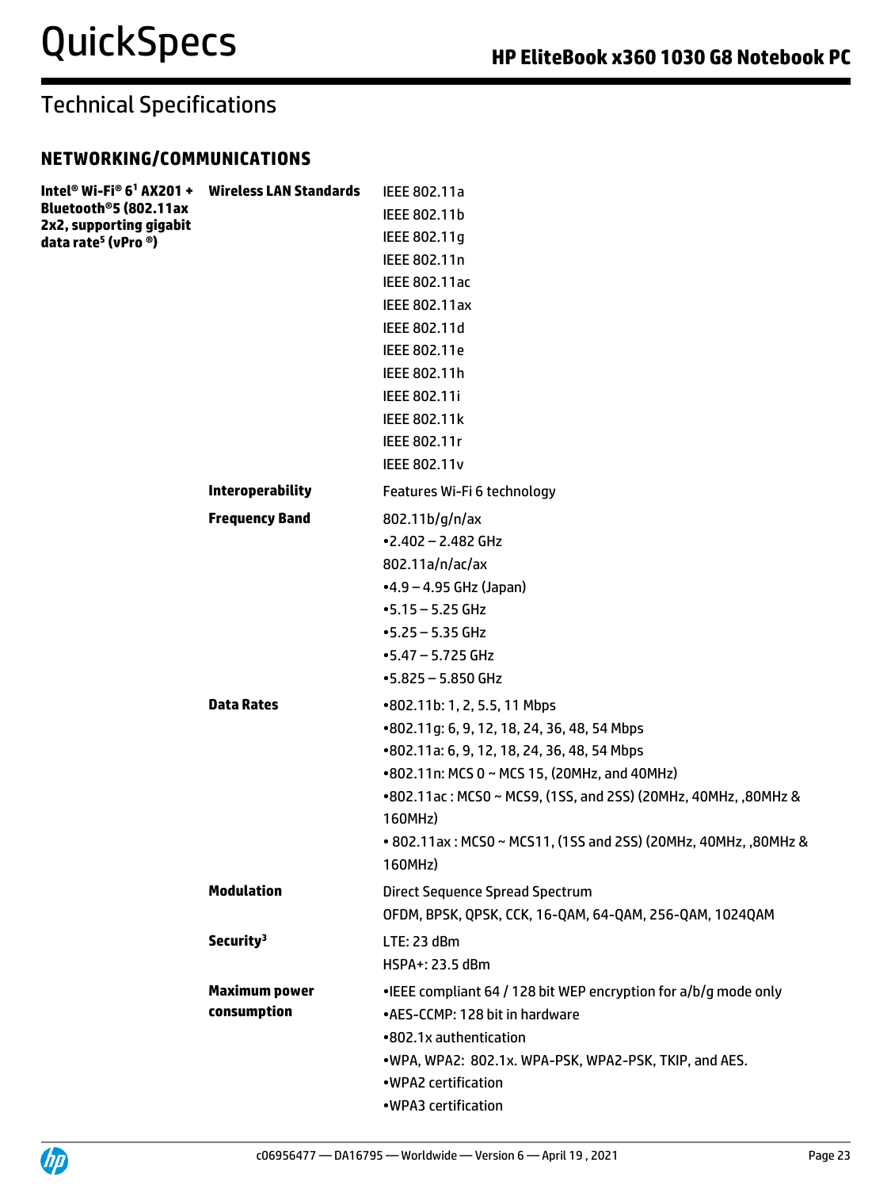# Technical Specifications

## NETWORKING/COMMUNICATIONS

| | | |
|---|---|---|
| **Intel® Wi-Fi® 6[1] AX201 + Bluetooth®5 (802.11ax 2x2, supporting gigabit data rate[5] (vPro ®)** | **Wireless LAN Standards** | IEEE 802.11a<br>IEEE 802.11b<br>IEEE 802.11g<br>IEEE 802.11n<br>IEEE 802.11ac<br>IEEE 802.11ax<br>IEEE 802.11d<br>IEEE 802.11e<br>IEEE 802.11h<br>IEEE 802.11i<br>IEEE 802.11k<br>IEEE 802.11r<br>IEEE 802.11v |
| | **Interoperability** | Features Wi-Fi 6 technology |
| | **Frequency Band** | 802.11b/g/n/ax<br>•2.402 – 2.482 GHz<br>802.11a/n/ac/ax<br>•4.9 – 4.95 GHz (Japan)<br>•5.15 – 5.25 GHz<br>•5.25 – 5.35 GHz<br>•5.47 – 5.725 GHz<br>•5.825 – 5.850 GHz |
| | **Data Rates** | •802.11b: 1, 2, 5.5, 11 Mbps<br>•802.11g: 6, 9, 12, 18, 24, 36, 48, 54 Mbps<br>•802.11a: 6, 9, 12, 18, 24, 36, 48, 54 Mbps<br>•802.11n: MCS 0 ~ MCS 15, (20MHz, and 40MHz)<br>•802.11ac : MCS0 ~ MCS9, (1SS, and 2SS) (20MHz, 40MHz, ,80MHz & 160MHz)<br>• 802.11ax : MCS0 ~ MCS11, (1SS and 2SS) (20MHz, 40MHz, ,80MHz & 160MHz) |
| | **Modulation** | Direct Sequence Spread Spectrum<br>OFDM, BPSK, QPSK, CCK, 16-QAM, 64-QAM, 256-QAM, 1024QAM |
| | **Security[3]** | LTE: 23 dBm<br>HSPA+: 23.5 dBm |
| | **Maximum power consumption** | •IEEE compliant 64 / 128 bit WEP encryption for a/b/g mode only<br>•AES-CCMP: 128 bit in hardware<br>•802.1x authentication<br>•WPA, WPA2: 802.1x. WPA-PSK, WPA2-PSK, TKIP, and AES.<br>•WPA2 certification<br>•WPA3 certification |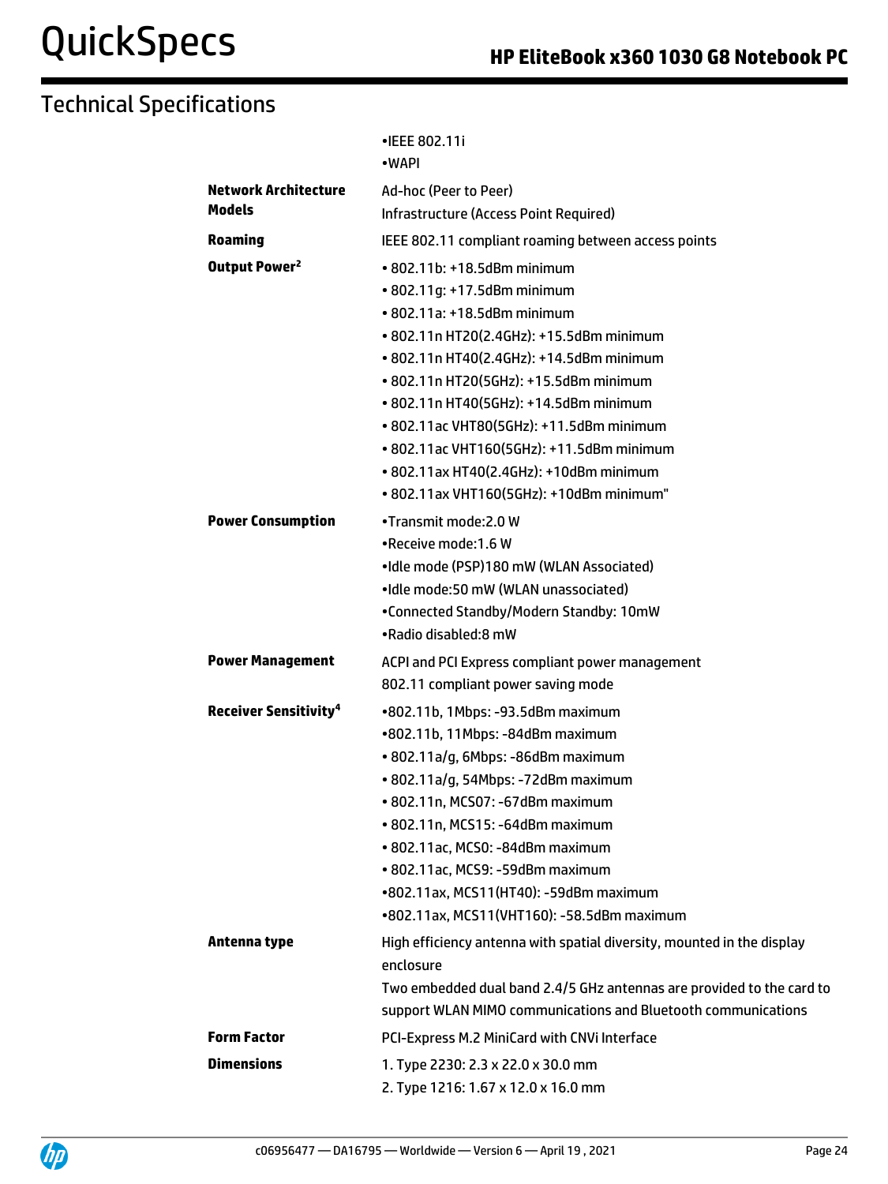## Technical Specifications

| | |
|---|---|
| | •IEEE 802.11i<br>•WAPI |
| **Network Architecture Models** | Ad-hoc (Peer to Peer)<br>Infrastructure (Access Point Required) |
| **Roaming** | IEEE 802.11 compliant roaming between access points |
| **Output Power[2]** | • 802.11b: +18.5dBm minimum<br>• 802.11g: +17.5dBm minimum<br>• 802.11a: +18.5dBm minimum<br>• 802.11n HT20(2.4GHz): +15.5dBm minimum<br>• 802.11n HT40(2.4GHz): +14.5dBm minimum<br>• 802.11n HT20(5GHz): +15.5dBm minimum<br>• 802.11n HT40(5GHz): +14.5dBm minimum<br>• 802.11ac VHT80(5GHz): +11.5dBm minimum<br>• 802.11ac VHT160(5GHz): +11.5dBm minimum<br>• 802.11ax HT40(2.4GHz): +10dBm minimum<br>• 802.11ax VHT160(5GHz): +10dBm minimum" |
| **Power Consumption** | •Transmit mode:2.0 W<br>•Receive mode:1.6 W<br>•Idle mode (PSP)180 mW (WLAN Associated)<br>•Idle mode:50 mW (WLAN unassociated)<br>•Connected Standby/Modern Standby: 10mW<br>•Radio disabled:8 mW |
| **Power Management** | ACPI and PCI Express compliant power management<br>802.11 compliant power saving mode |
| **Receiver Sensitivity[4]** | •802.11b, 1Mbps: -93.5dBm maximum<br>•802.11b, 11Mbps: -84dBm maximum<br>• 802.11a/g, 6Mbps: -86dBm maximum<br>• 802.11a/g, 54Mbps: -72dBm maximum<br>• 802.11n, MCS07: -67dBm maximum<br>• 802.11n, MCS15: -64dBm maximum<br>• 802.11ac, MCS0: -84dBm maximum<br>• 802.11ac, MCS9: -59dBm maximum<br>•802.11ax, MCS11(HT40): -59dBm maximum<br>•802.11ax, MCS11(VHT160): -58.5dBm maximum |
| **Antenna type** | High efficiency antenna with spatial diversity, mounted in the display enclosure<br>Two embedded dual band 2.4/5 GHz antennas are provided to the card to support WLAN MIMO communications and Bluetooth communications |
| **Form Factor** | PCI-Express M.2 MiniCard with CNVi Interface |
| **Dimensions** | 1. Type 2230: 2.3 x 22.0 x 30.0 mm<br>2. Type 1216: 1.67 x 12.0 x 16.0 mm |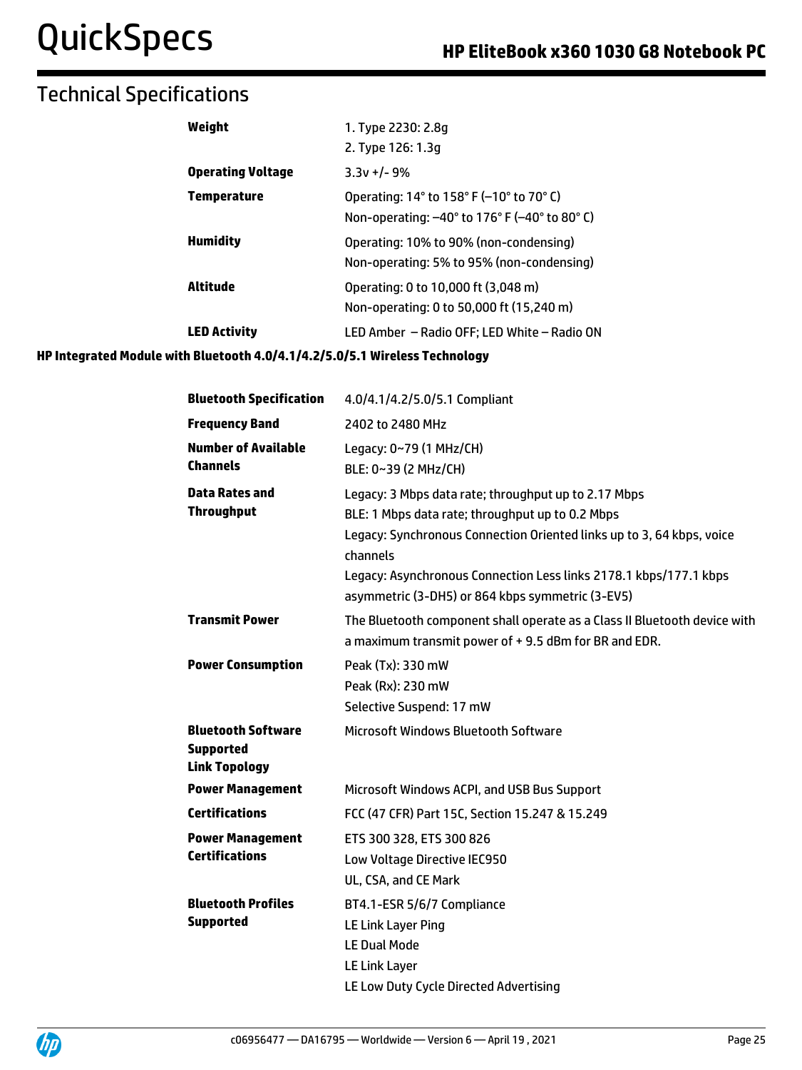## Technical Specifications

| | |
|---|---|
| **Weight** | 1. Type 2230: 2.8g<br>2. Type 126: 1.3g |
| **Operating Voltage** | 3.3v +/- 9% |
| **Temperature** | Operating: 14° to 158° F (–10° to 70° C)<br>Non-operating: –40° to 176° F (–40° to 80° C) |
| **Humidity** | Operating: 10% to 90% (non-condensing)<br>Non-operating: 5% to 95% (non-condensing) |
| **Altitude** | Operating: 0 to 10,000 ft (3,048 m)<br>Non-operating: 0 to 50,000 ft (15,240 m) |
| **LED Activity** | LED Amber – Radio OFF; LED White – Radio ON |

**HP Integrated Module with Bluetooth 4.0/4.1/4.2/5.0/5.1 Wireless Technology**

| | |
|---|---|
| **Bluetooth Specification** | 4.0/4.1/4.2/5.0/5.1 Compliant |
| **Frequency Band** | 2402 to 2480 MHz |
| **Number of Available Channels** | Legacy: 0~79 (1 MHz/CH)<br>BLE: 0~39 (2 MHz/CH) |
| **Data Rates and Throughput** | Legacy: 3 Mbps data rate; throughput up to 2.17 Mbps<br>BLE: 1 Mbps data rate; throughput up to 0.2 Mbps<br>Legacy: Synchronous Connection Oriented links up to 3, 64 kbps, voice channels<br>Legacy: Asynchronous Connection Less links 2178.1 kbps/177.1 kbps asymmetric (3-DH5) or 864 kbps symmetric (3-EV5) |
| **Transmit Power** | The Bluetooth component shall operate as a Class II Bluetooth device with a maximum transmit power of + 9.5 dBm for BR and EDR. |
| **Power Consumption** | Peak (Tx): 330 mW<br>Peak (Rx): 230 mW<br>Selective Suspend: 17 mW |
| **Bluetooth Software Supported Link Topology** | Microsoft Windows Bluetooth Software |
| **Power Management** | Microsoft Windows ACPI, and USB Bus Support |
| **Certifications** | FCC (47 CFR) Part 15C, Section 15.247 & 15.249 |
| **Power Management Certifications** | ETS 300 328, ETS 300 826<br>Low Voltage Directive IEC950<br>UL, CSA, and CE Mark |
| **Bluetooth Profiles Supported** | BT4.1-ESR 5/6/7 Compliance<br>LE Link Layer Ping<br>LE Dual Mode<br>LE Link Layer<br>LE Low Duty Cycle Directed Advertising |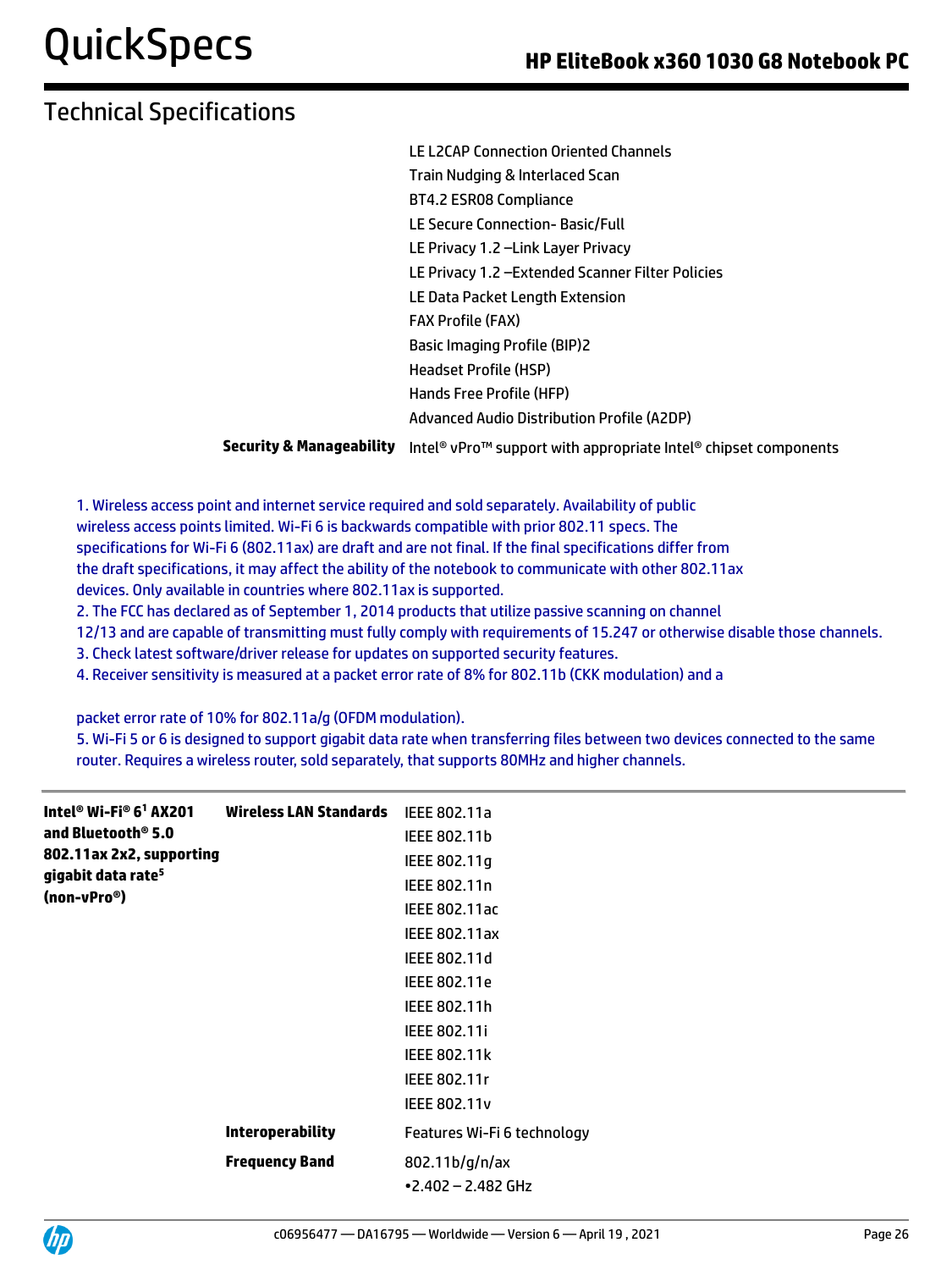## Technical Specifications

| | | |
|---|---|---|
| | | LE L2CAP Connection Oriented Channels |
| | | Train Nudging & Interlaced Scan |
| | | BT4.2 ESR08 Compliance |
| | | LE Secure Connection- Basic/Full |
| | | LE Privacy 1.2 –Link Layer Privacy |
| | | LE Privacy 1.2 –Extended Scanner Filter Policies |
| | | LE Data Packet Length Extension |
| | | FAX Profile (FAX) |
| | | Basic Imaging Profile (BIP)2 |
| | | Headset Profile (HSP) |
| | | Hands Free Profile (HFP) |
| | | Advanced Audio Distribution Profile (A2DP) |
| | **Security & Manageability** | Intel® vPro™ support with appropriate Intel® chipset components |

1. Wireless access point and internet service required and sold separately. Availability of public wireless access points limited. Wi-Fi 6 is backwards compatible with prior 802.11 specs. The specifications for Wi-Fi 6 (802.11ax) are draft and are not final. If the final specifications differ from the draft specifications, it may affect the ability of the notebook to communicate with other 802.11ax devices. Only available in countries where 802.11ax is supported.
2. The FCC has declared as of September 1, 2014 products that utilize passive scanning on channel 12/13 and are capable of transmitting must fully comply with requirements of 15.247 or otherwise disable those channels.
3. Check latest software/driver release for updates on supported security features.
4. Receiver sensitivity is measured at a packet error rate of 8% for 802.11b (CKK modulation) and a packet error rate of 10% for 802.11a/g (OFDM modulation).
5. Wi-Fi 5 or 6 is designed to support gigabit data rate when transferring files between two devices connected to the same router. Requires a wireless router, sold separately, that supports 80MHz and higher channels.

| | | |
|---|---|---|
| **Intel® Wi-Fi® 6[1] AX201 and Bluetooth® 5.0 802.11ax 2x2, supporting gigabit data rate[5] (non-vPro®)** | **Wireless LAN Standards** | IEEE 802.11a |
| | | IEEE 802.11b |
| | | IEEE 802.11g |
| | | IEEE 802.11n |
| | | IEEE 802.11ac |
| | | IEEE 802.11ax |
| | | IEEE 802.11d |
| | | IEEE 802.11e |
| | | IEEE 802.11h |
| | | IEEE 802.11i |
| | | IEEE 802.11k |
| | | IEEE 802.11r |
| | | IEEE 802.11v |
| | **Interoperability** | Features Wi-Fi 6 technology |
| | **Frequency Band** | 802.11b/g/n/ax<br>•2.402 – 2.482 GHz |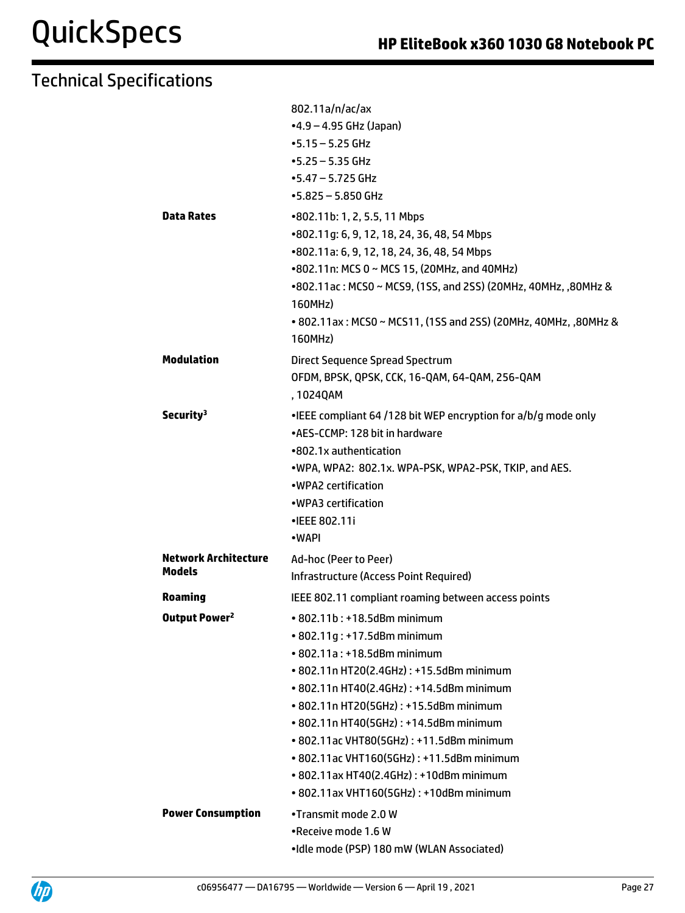## Technical Specifications

| | |
|---|---|
| | 802.11a/n/ac/ax<br>•4.9 – 4.95 GHz (Japan)<br>•5.15 – 5.25 GHz<br>•5.25 – 5.35 GHz<br>•5.47 – 5.725 GHz<br>•5.825 – 5.850 GHz |
| **Data Rates** | •802.11b: 1, 2, 5.5, 11 Mbps<br>•802.11g: 6, 9, 12, 18, 24, 36, 48, 54 Mbps<br>•802.11a: 6, 9, 12, 18, 24, 36, 48, 54 Mbps<br>•802.11n: MCS 0 ~ MCS 15, (20MHz, and 40MHz)<br>•802.11ac : MCS0 ~ MCS9, (1SS, and 2SS) (20MHz, 40MHz, ,80MHz & 160MHz)<br>• 802.11ax : MCS0 ~ MCS11, (1SS and 2SS) (20MHz, 40MHz, ,80MHz & 160MHz) |
| **Modulation** | Direct Sequence Spread Spectrum<br>OFDM, BPSK, QPSK, CCK, 16-QAM, 64-QAM, 256-QAM , 1024QAM |
| **Security[3]** | •IEEE compliant 64 /128 bit WEP encryption for a/b/g mode only<br>•AES-CCMP: 128 bit in hardware<br>•802.1x authentication<br>•WPA, WPA2: 802.1x. WPA-PSK, WPA2-PSK, TKIP, and AES.<br>•WPA2 certification<br>•WPA3 certification<br>•IEEE 802.11i<br>•WAPI |
| **Network Architecture Models** | Ad-hoc (Peer to Peer)<br>Infrastructure (Access Point Required) |
| **Roaming** | IEEE 802.11 compliant roaming between access points |
| **Output Power[2]** | • 802.11b : +18.5dBm minimum<br>• 802.11g : +17.5dBm minimum<br>• 802.11a : +18.5dBm minimum<br>• 802.11n HT20(2.4GHz) : +15.5dBm minimum<br>• 802.11n HT40(2.4GHz) : +14.5dBm minimum<br>• 802.11n HT20(5GHz) : +15.5dBm minimum<br>• 802.11n HT40(5GHz) : +14.5dBm minimum<br>• 802.11ac VHT80(5GHz) : +11.5dBm minimum<br>• 802.11ac VHT160(5GHz) : +11.5dBm minimum<br>• 802.11ax HT40(2.4GHz) : +10dBm minimum<br>• 802.11ax VHT160(5GHz) : +10dBm minimum |
| **Power Consumption** | •Transmit mode 2.0 W<br>•Receive mode 1.6 W<br>•Idle mode (PSP) 180 mW (WLAN Associated) |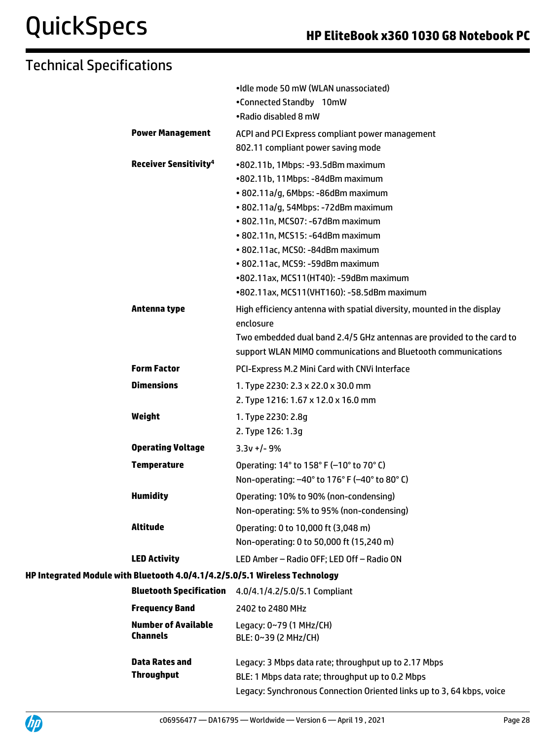## Technical Specifications

| | |
|---|---|
| | •Idle mode 50 mW (WLAN unassociated)<br>•Connected Standby 10mW<br>•Radio disabled 8 mW |
| **Power Management** | ACPI and PCI Express compliant power management<br>802.11 compliant power saving mode |
| **Receiver Sensitivity[4]** | •802.11b, 1Mbps: -93.5dBm maximum<br>•802.11b, 11Mbps: -84dBm maximum<br>• 802.11a/g, 6Mbps: -86dBm maximum<br>• 802.11a/g, 54Mbps: -72dBm maximum<br>• 802.11n, MCS07: -67dBm maximum<br>• 802.11n, MCS15: -64dBm maximum<br>• 802.11ac, MCS0: -84dBm maximum<br>• 802.11ac, MCS9: -59dBm maximum<br>•802.11ax, MCS11(HT40): -59dBm maximum<br>•802.11ax, MCS11(VHT160): -58.5dBm maximum |
| **Antenna type** | High efficiency antenna with spatial diversity, mounted in the display enclosure<br>Two embedded dual band 2.4/5 GHz antennas are provided to the card to support WLAN MIMO communications and Bluetooth communications |
| **Form Factor** | PCI-Express M.2 Mini Card with CNVi Interface |
| **Dimensions** | 1. Type 2230: 2.3 x 22.0 x 30.0 mm<br>2. Type 1216: 1.67 x 12.0 x 16.0 mm |
| **Weight** | 1. Type 2230: 2.8g<br>2. Type 126: 1.3g |
| **Operating Voltage** | 3.3v +/- 9% |
| **Temperature** | Operating: 14° to 158° F (–10° to 70° C)<br>Non-operating: –40° to 176° F (–40° to 80° C) |
| **Humidity** | Operating: 10% to 90% (non-condensing)<br>Non-operating: 5% to 95% (non-condensing) |
| **Altitude** | Operating: 0 to 10,000 ft (3,048 m)<br>Non-operating: 0 to 50,000 ft (15,240 m) |
| **LED Activity** | LED Amber – Radio OFF; LED Off – Radio ON |

**HP Integrated Module with Bluetooth 4.0/4.1/4.2/5.0/5.1 Wireless Technology**

| | |
|---|---|
| **Bluetooth Specification** | 4.0/4.1/4.2/5.0/5.1 Compliant |
| **Frequency Band** | 2402 to 2480 MHz |
| **Number of Available Channels** | Legacy: 0~79 (1 MHz/CH)<br>BLE: 0~39 (2 MHz/CH) |
| **Data Rates and Throughput** | Legacy: 3 Mbps data rate; throughput up to 2.17 Mbps<br>BLE: 1 Mbps data rate; throughput up to 0.2 Mbps<br>Legacy: Synchronous Connection Oriented links up to 3, 64 kbps, voice |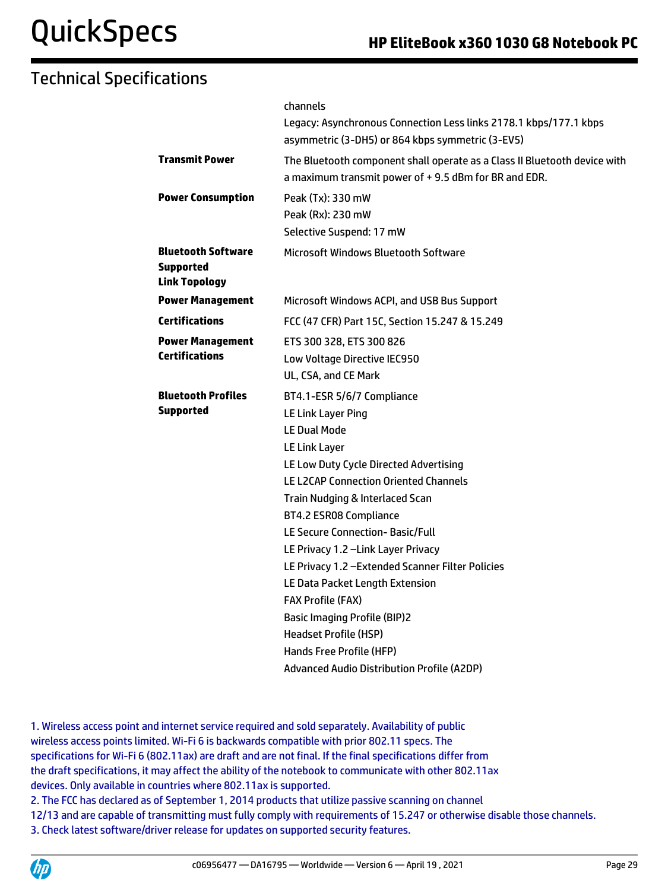## Technical Specifications

| | |
|---|---|
| | channels<br>Legacy: Asynchronous Connection Less links 2178.1 kbps/177.1 kbps asymmetric (3-DH5) or 864 kbps symmetric (3-EV5) |
| **Transmit Power** | The Bluetooth component shall operate as a Class II Bluetooth device with a maximum transmit power of + 9.5 dBm for BR and EDR. |
| **Power Consumption** | Peak (Tx): 330 mW<br>Peak (Rx): 230 mW<br>Selective Suspend: 17 mW |
| **Bluetooth Software Supported**<br>**Link Topology** | Microsoft Windows Bluetooth Software |
| **Power Management** | Microsoft Windows ACPI, and USB Bus Support |
| **Certifications** | FCC (47 CFR) Part 15C, Section 15.247 & 15.249 |
| **Power Management Certifications** | ETS 300 328, ETS 300 826<br>Low Voltage Directive IEC950<br>UL, CSA, and CE Mark |
| **Bluetooth Profiles Supported** | BT4.1-ESR 5/6/7 Compliance<br>LE Link Layer Ping<br>LE Dual Mode<br>LE Link Layer<br>LE Low Duty Cycle Directed Advertising<br>LE L2CAP Connection Oriented Channels<br>Train Nudging & Interlaced Scan<br>BT4.2 ESR08 Compliance<br>LE Secure Connection- Basic/Full<br>LE Privacy 1.2 –Link Layer Privacy<br>LE Privacy 1.2 –Extended Scanner Filter Policies<br>LE Data Packet Length Extension<br>FAX Profile (FAX)<br>Basic Imaging Profile (BIP)2<br>Headset Profile (HSP)<br>Hands Free Profile (HFP)<br>Advanced Audio Distribution Profile (A2DP) |

1. Wireless access point and internet service required and sold separately. Availability of public wireless access points limited. Wi-Fi 6 is backwards compatible with prior 802.11 specs. The specifications for Wi-Fi 6 (802.11ax) are draft and are not final. If the final specifications differ from the draft specifications, it may affect the ability of the notebook to communicate with other 802.11ax devices. Only available in countries where 802.11ax is supported.
2. The FCC has declared as of September 1, 2014 products that utilize passive scanning on channel 12/13 and are capable of transmitting must fully comply with requirements of 15.247 or otherwise disable those channels.
3. Check latest software/driver release for updates on supported security features.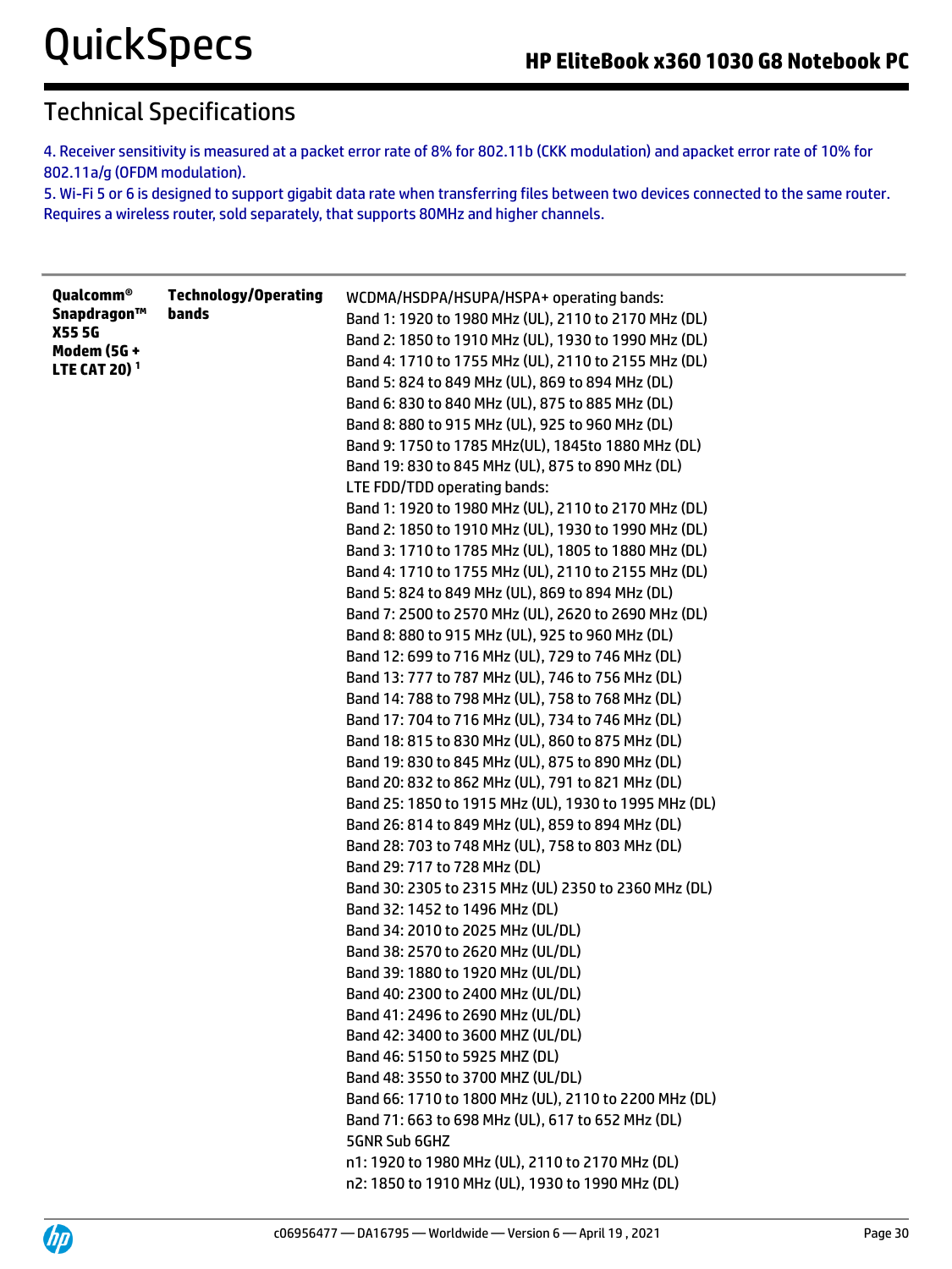## Technical Specifications

4. Receiver sensitivity is measured at a packet error rate of 8% for 802.11b (CKK modulation) and apacket error rate of 10% for 802.11a/g (OFDM modulation).
5. Wi-Fi 5 or 6 is designed to support gigabit data rate when transferring files between two devices connected to the same router. Requires a wireless router, sold separately, that supports 80MHz and higher channels.

| | | |
|---|---|---|
| **Qualcomm® Snapdragon™ X55 5G Modem (5G + LTE CAT 20)** [1] | **Technology/Operating bands** | WCDMA/HSDPA/HSUPA/HSPA+ operating bands:<br>Band 1: 1920 to 1980 MHz (UL), 2110 to 2170 MHz (DL)<br>Band 2: 1850 to 1910 MHz (UL), 1930 to 1990 MHz (DL)<br>Band 4: 1710 to 1755 MHz (UL), 2110 to 2155 MHz (DL)<br>Band 5: 824 to 849 MHz (UL), 869 to 894 MHz (DL)<br>Band 6: 830 to 840 MHz (UL), 875 to 885 MHz (DL)<br>Band 8: 880 to 915 MHz (UL), 925 to 960 MHz (DL)<br>Band 9: 1750 to 1785 MHz(UL), 1845to 1880 MHz (DL)<br>Band 19: 830 to 845 MHz (UL), 875 to 890 MHz (DL)<br>LTE FDD/TDD operating bands:<br>Band 1: 1920 to 1980 MHz (UL), 2110 to 2170 MHz (DL)<br>Band 2: 1850 to 1910 MHz (UL), 1930 to 1990 MHz (DL)<br>Band 3: 1710 to 1785 MHz (UL), 1805 to 1880 MHz (DL)<br>Band 4: 1710 to 1755 MHz (UL), 2110 to 2155 MHz (DL)<br>Band 5: 824 to 849 MHz (UL), 869 to 894 MHz (DL)<br>Band 7: 2500 to 2570 MHz (UL), 2620 to 2690 MHz (DL)<br>Band 8: 880 to 915 MHz (UL), 925 to 960 MHz (DL)<br>Band 12: 699 to 716 MHz (UL), 729 to 746 MHz (DL)<br>Band 13: 777 to 787 MHz (UL), 746 to 756 MHz (DL)<br>Band 14: 788 to 798 MHz (UL), 758 to 768 MHz (DL)<br>Band 17: 704 to 716 MHz (UL), 734 to 746 MHz (DL)<br>Band 18: 815 to 830 MHz (UL), 860 to 875 MHz (DL)<br>Band 19: 830 to 845 MHz (UL), 875 to 890 MHz (DL)<br>Band 20: 832 to 862 MHz (UL), 791 to 821 MHz (DL)<br>Band 25: 1850 to 1915 MHz (UL), 1930 to 1995 MHz (DL)<br>Band 26: 814 to 849 MHz (UL), 859 to 894 MHz (DL)<br>Band 28: 703 to 748 MHz (UL), 758 to 803 MHz (DL)<br>Band 29: 717 to 728 MHz (DL)<br>Band 30: 2305 to 2315 MHz (UL) 2350 to 2360 MHz (DL)<br>Band 32: 1452 to 1496 MHz (DL)<br>Band 34: 2010 to 2025 MHz (UL/DL)<br>Band 38: 2570 to 2620 MHz (UL/DL)<br>Band 39: 1880 to 1920 MHz (UL/DL)<br>Band 40: 2300 to 2400 MHz (UL/DL)<br>Band 41: 2496 to 2690 MHz (UL/DL)<br>Band 42: 3400 to 3600 MHZ (UL/DL)<br>Band 46: 5150 to 5925 MHZ (DL)<br>Band 48: 3550 to 3700 MHZ (UL/DL)<br>Band 66: 1710 to 1800 MHz (UL), 2110 to 2200 MHz (DL)<br>Band 71: 663 to 698 MHz (UL), 617 to 652 MHz (DL)<br>5GNR Sub 6GHZ<br>n1: 1920 to 1980 MHz (UL), 2110 to 2170 MHz (DL)<br>n2: 1850 to 1910 MHz (UL), 1930 to 1990 MHz (DL) |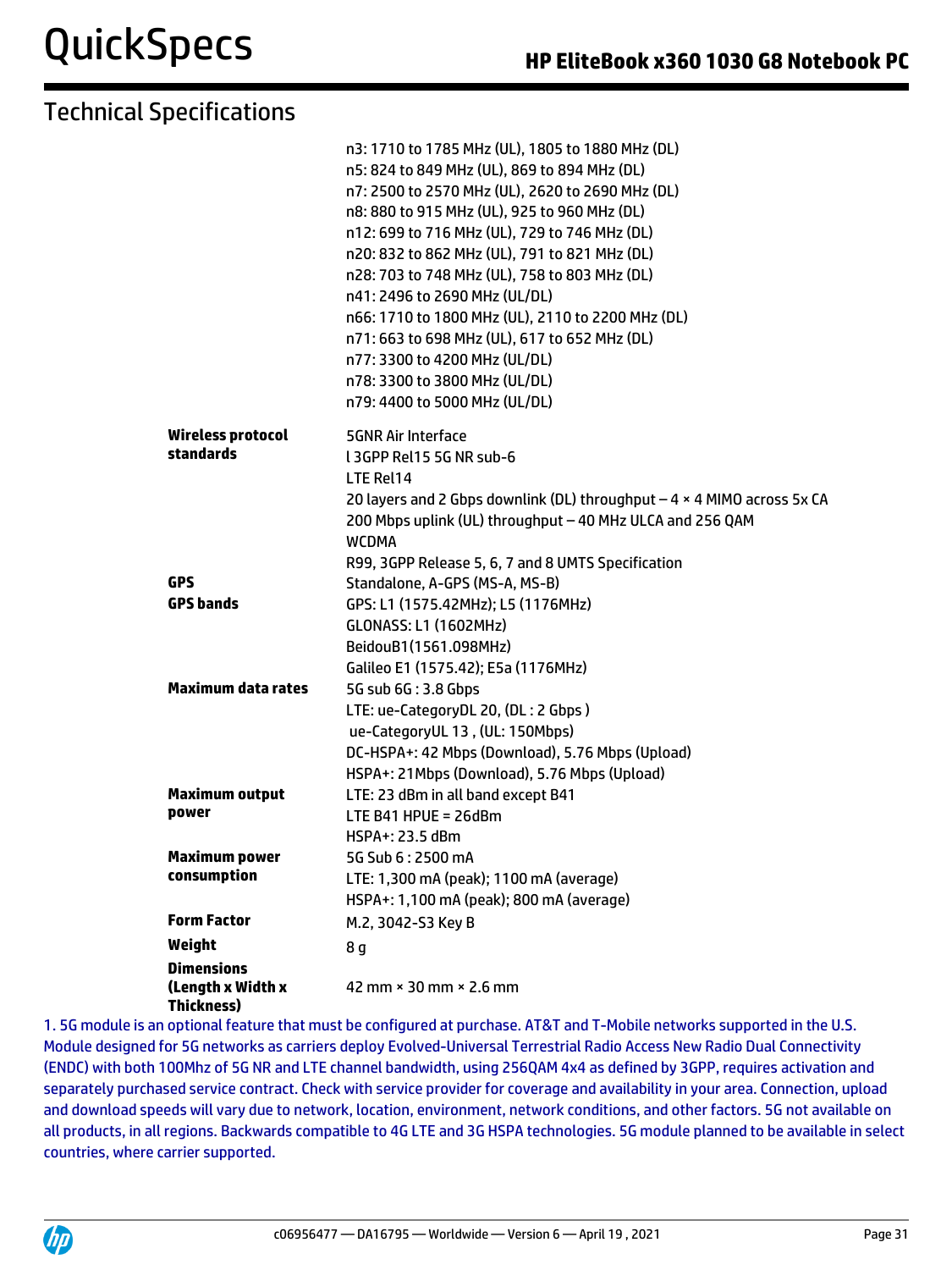## Technical Specifications

| | |
|---|---|
| | n3: 1710 to 1785 MHz (UL), 1805 to 1880 MHz (DL)<br>n5: 824 to 849 MHz (UL), 869 to 894 MHz (DL)<br>n7: 2500 to 2570 MHz (UL), 2620 to 2690 MHz (DL)<br>n8: 880 to 915 MHz (UL), 925 to 960 MHz (DL)<br>n12: 699 to 716 MHz (UL), 729 to 746 MHz (DL)<br>n20: 832 to 862 MHz (UL), 791 to 821 MHz (DL)<br>n28: 703 to 748 MHz (UL), 758 to 803 MHz (DL)<br>n41: 2496 to 2690 MHz (UL/DL)<br>n66: 1710 to 1800 MHz (UL), 2110 to 2200 MHz (DL)<br>n71: 663 to 698 MHz (UL), 617 to 652 MHz (DL)<br>n77: 3300 to 4200 MHz (UL/DL)<br>n78: 3300 to 3800 MHz (UL/DL)<br>n79: 4400 to 5000 MHz (UL/DL) |
| **Wireless protocol standards** | 5GNR Air Interface<br>l 3GPP Rel15 5G NR sub-6<br>LTE Rel14<br>20 layers and 2 Gbps downlink (DL) throughput – 4 × 4 MIMO across 5x CA<br>200 Mbps uplink (UL) throughput – 40 MHz ULCA and 256 QAM<br>WCDMA<br>R99, 3GPP Release 5, 6, 7 and 8 UMTS Specification |
| **GPS** | Standalone, A-GPS (MS-A, MS-B) |
| **GPS bands** | GPS: L1 (1575.42MHz); L5 (1176MHz)<br>GLONASS: L1 (1602MHz)<br>BeidouB1(1561.098MHz)<br>Galileo E1 (1575.42); E5a (1176MHz) |
| **Maximum data rates** | 5G sub 6G : 3.8 Gbps<br>LTE: ue-CategoryDL 20, (DL : 2 Gbps )<br>ue-CategoryUL 13 , (UL: 150Mbps)<br>DC-HSPA+: 42 Mbps (Download), 5.76 Mbps (Upload)<br>HSPA+: 21Mbps (Download), 5.76 Mbps (Upload) |
| **Maximum output power** | LTE: 23 dBm in all band except B41<br>LTE B41 HPUE = 26dBm<br>HSPA+: 23.5 dBm |
| **Maximum power consumption** | 5G Sub 6 : 2500 mA<br>LTE: 1,300 mA (peak); 1100 mA (average)<br>HSPA+: 1,100 mA (peak); 800 mA (average) |
| **Form Factor** | M.2, 3042-S3 Key B |
| **Weight** | 8 g |
| **Dimensions (Length x Width x Thickness)** | 42 mm × 30 mm × 2.6 mm |

1. 5G module is an optional feature that must be configured at purchase. AT&T and T-Mobile networks supported in the U.S. Module designed for 5G networks as carriers deploy Evolved-Universal Terrestrial Radio Access New Radio Dual Connectivity (ENDC) with both 100Mhz of 5G NR and LTE channel bandwidth, using 256QAM 4x4 as defined by 3GPP, requires activation and separately purchased service contract. Check with service provider for coverage and availability in your area. Connection, upload and download speeds will vary due to network, location, environment, network conditions, and other factors. 5G not available on all products, in all regions. Backwards compatible to 4G LTE and 3G HSPA technologies. 5G module planned to be available in select countries, where carrier supported.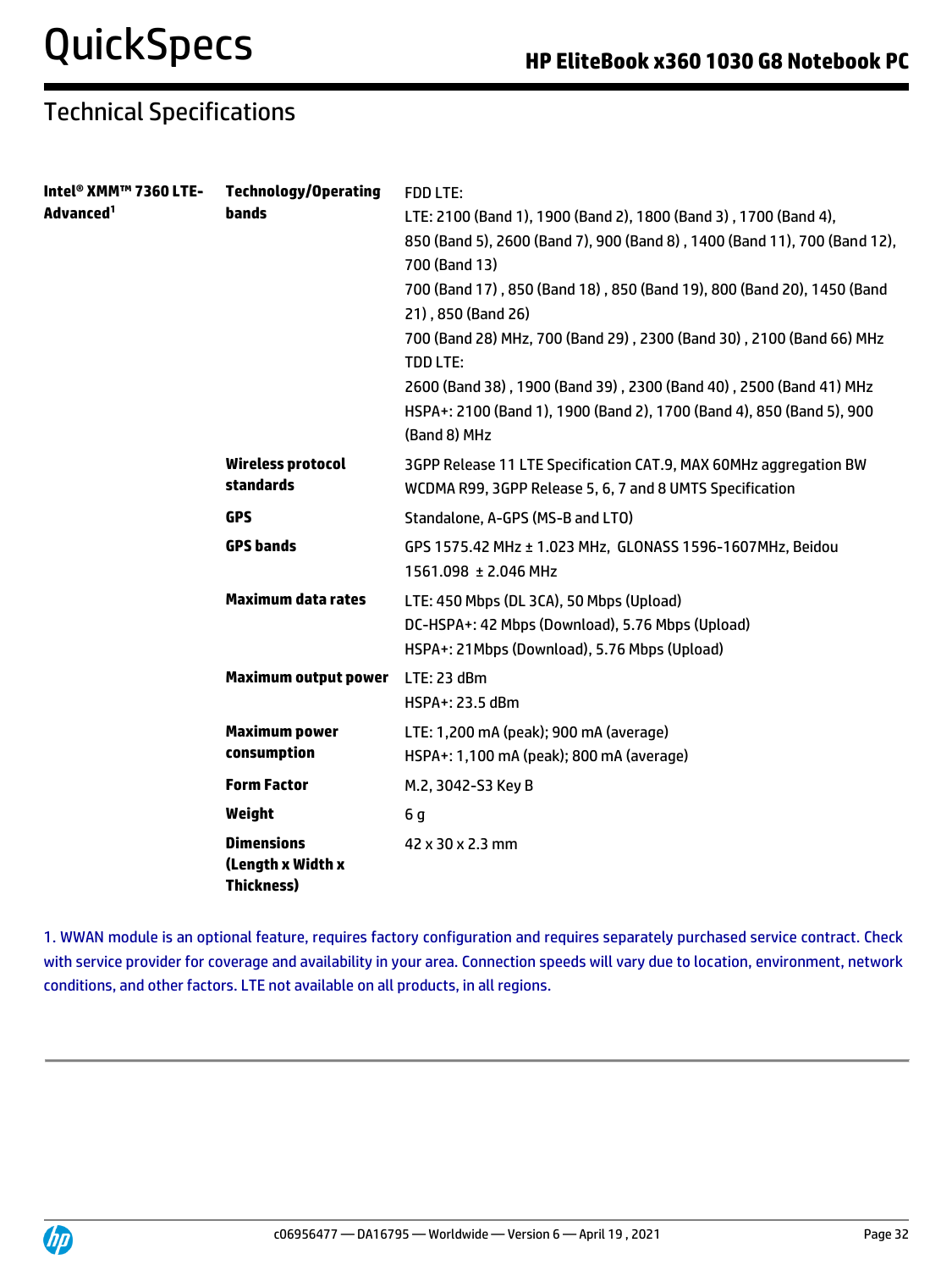## Technical Specifications

| | | |
|---|---|---|
| **Intel® XMM™ 7360 LTE-Advanced**[1] | **Technology/Operating bands** | FDD LTE:<br>LTE: 2100 (Band 1), 1900 (Band 2), 1800 (Band 3) , 1700 (Band 4), 850 (Band 5), 2600 (Band 7), 900 (Band 8) , 1400 (Band 11), 700 (Band 12), 700 (Band 13)<br>700 (Band 17) , 850 (Band 18) , 850 (Band 19), 800 (Band 20), 1450 (Band 21) , 850 (Band 26)<br>700 (Band 28) MHz, 700 (Band 29) , 2300 (Band 30) , 2100 (Band 66) MHz<br>TDD LTE:<br>2600 (Band 38) , 1900 (Band 39) , 2300 (Band 40) , 2500 (Band 41) MHz<br>HSPA+: 2100 (Band 1), 1900 (Band 2), 1700 (Band 4), 850 (Band 5), 900 (Band 8) MHz |
| | **Wireless protocol standards** | 3GPP Release 11 LTE Specification CAT.9, MAX 60MHz aggregation BW<br>WCDMA R99, 3GPP Release 5, 6, 7 and 8 UMTS Specification |
| | **GPS** | Standalone, A-GPS (MS-B and LTO) |
| | **GPS bands** | GPS 1575.42 MHz ± 1.023 MHz, GLONASS 1596-1607MHz, Beidou 1561.098 ± 2.046 MHz |
| | **Maximum data rates** | LTE: 450 Mbps (DL 3CA), 50 Mbps (Upload)<br>DC-HSPA+: 42 Mbps (Download), 5.76 Mbps (Upload)<br>HSPA+: 21Mbps (Download), 5.76 Mbps (Upload) |
| | **Maximum output power** | LTE: 23 dBm<br>HSPA+: 23.5 dBm |
| | **Maximum power consumption** | LTE: 1,200 mA (peak); 900 mA (average)<br>HSPA+: 1,100 mA (peak); 800 mA (average) |
| | **Form Factor** | M.2, 3042-S3 Key B |
| | **Weight** | 6 g |
| | **Dimensions (Length x Width x Thickness)** | 42 x 30 x 2.3 mm |

1. WWAN module is an optional feature, requires factory configuration and requires separately purchased service contract. Check with service provider for coverage and availability in your area. Connection speeds will vary due to location, environment, network conditions, and other factors. LTE not available on all products, in all regions.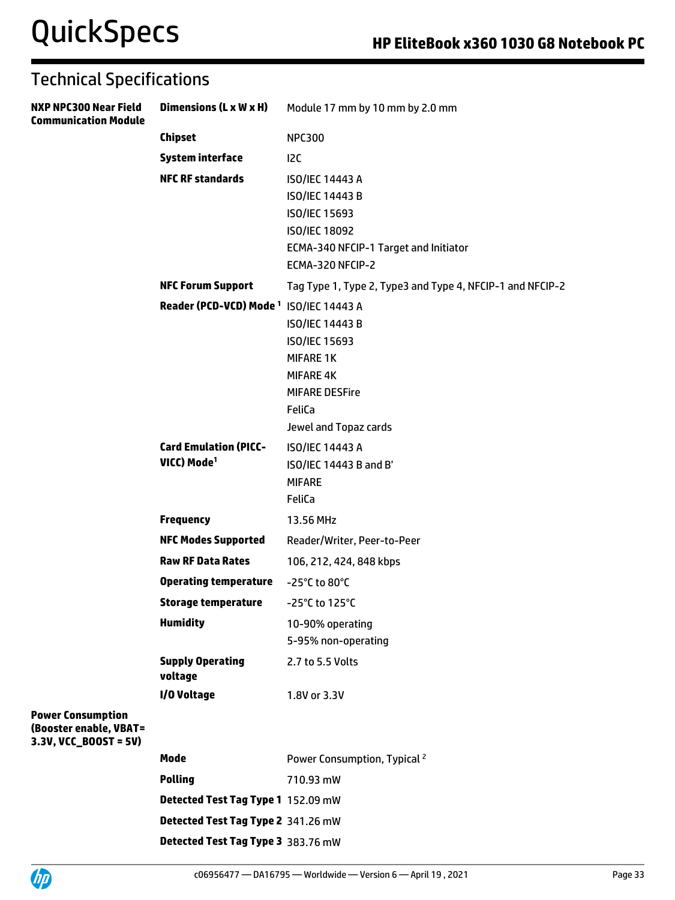## Technical Specifications

| | | |
|---|---|---|
| **NXP NPC300 Near Field Communication Module** | **Dimensions (L x W x H)** | Module 17 mm by 10 mm by 2.0 mm |
| | **Chipset** | NPC300 |
| | **System interface** | I2C |
| | **NFC RF standards** | ISO/IEC 14443 A<br>ISO/IEC 14443 B<br>ISO/IEC 15693<br>ISO/IEC 18092<br>ECMA-340 NFCIP-1 Target and Initiator<br>ECMA-320 NFCIP-2 |
| | **NFC Forum Support** | Tag Type 1, Type 2, Type3 and Type 4, NFCIP-1 and NFCIP-2 |
| | **Reader (PCD-VCD) Mode** [1] | ISO/IEC 14443 A<br>ISO/IEC 14443 B<br>ISO/IEC 15693<br>MIFARE 1K<br>MIFARE 4K<br>MIFARE DESFire<br>FeliCa<br>Jewel and Topaz cards |
| | **Card Emulation (PICC-VICC) Mode**[1] | ISO/IEC 14443 A<br>ISO/IEC 14443 B and B'<br>MIFARE<br>FeliCa |
| | **Frequency** | 13.56 MHz |
| | **NFC Modes Supported** | Reader/Writer, Peer-to-Peer |
| | **Raw RF Data Rates** | 106, 212, 424, 848 kbps |
| | **Operating temperature** | -25°C to 80°C |
| | **Storage temperature** | -25°C to 125°C |
| | **Humidity** | 10-90% operating<br>5-95% non-operating |
| | **Supply Operating voltage** | 2.7 to 5.5 Volts |
| | **I/O Voltage** | 1.8V or 3.3V |
| **Power Consumption (Booster enable, VBAT= 3.3V, VCC_BOOST = 5V)** | | |
| | **Mode** | Power Consumption, Typical [2] |
| | **Polling** | 710.93 mW |
| | **Detected Test Tag Type 1** | 152.09 mW |
| | **Detected Test Tag Type 2** | 341.26 mW |
| | **Detected Test Tag Type 3** | 383.76 mW |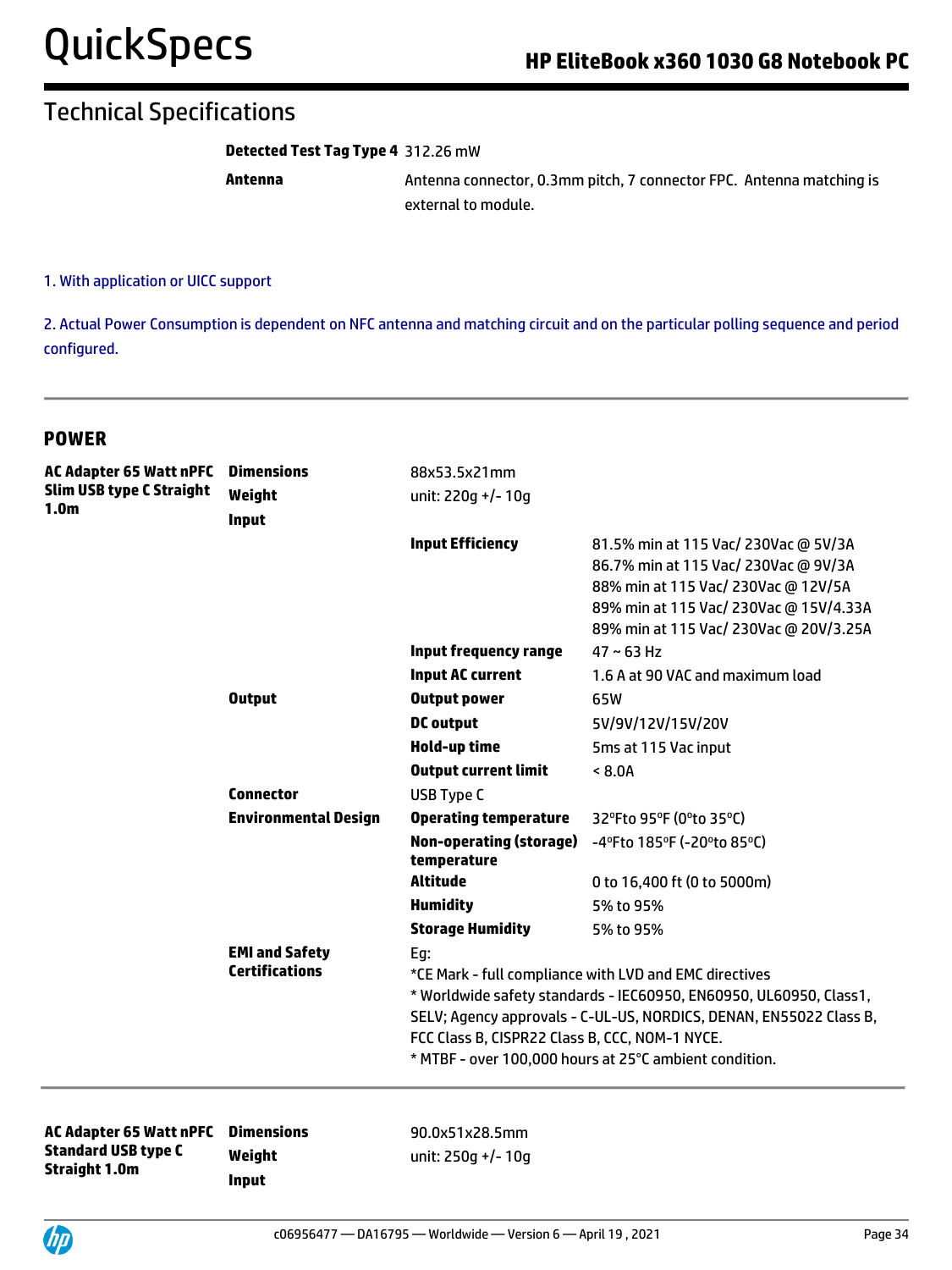## Technical Specifications

| | |
|---|---|
| **Detected Test Tag Type 4** | 312.26 mW |
| **Antenna** | Antenna connector, 0.3mm pitch, 7 connector FPC. Antenna matching is external to module. |

1. With application or UICC support

2. Actual Power Consumption is dependent on NFC antenna and matching circuit and on the particular polling sequence and period configured.

## POWER

| | | | |
|---|---|---|---|
| **AC Adapter 65 Watt nPFC Slim USB type C Straight 1.0m** | **Dimensions** | 88x53.5x21mm | |
| | **Weight** | unit: 220g +/- 10g | |
| | **Input** | | |
| | | **Input Efficiency** | 81.5% min at 115 Vac/ 230Vac @ 5V/3A<br>86.7% min at 115 Vac/ 230Vac @ 9V/3A<br>88% min at 115 Vac/ 230Vac @ 12V/5A<br>89% min at 115 Vac/ 230Vac @ 15V/4.33A<br>89% min at 115 Vac/ 230Vac @ 20V/3.25A |
| | | **Input frequency range** | 47 ~ 63 Hz |
| | | **Input AC current** | 1.6 A at 90 VAC and maximum load |
| | **Output** | **Output power** | 65W |
| | | **DC output** | 5V/9V/12V/15V/20V |
| | | **Hold-up time** | 5ms at 115 Vac input |
| | | **Output current limit** | < 8.0A |
| | **Connector** | USB Type C | |
| | **Environmental Design** | **Operating temperature** | 32ºFto 95ºF (0ºto 35ºC) |
| | | **Non-operating (storage) temperature** | -4ºFto 185ºF (-20ºto 85ºC) |
| | | **Altitude** | 0 to 16,400 ft (0 to 5000m) |
| | | **Humidity** | 5% to 95% |
| | | **Storage Humidity** | 5% to 95% |
| | **EMI and Safety Certifications** | Eg:<br>*CE Mark - full compliance with LVD and EMC directives<br>* Worldwide safety standards - IEC60950, EN60950, UL60950, Class1, SELV; Agency approvals - C-UL-US, NORDICS, DENAN, EN55022 Class B, FCC Class B, CISPR22 Class B, CCC, NOM-1 NYCE.<br>* MTBF - over 100,000 hours at 25°C ambient condition. | |

| | | |
|---|---|---|
| **AC Adapter 65 Watt nPFC Standard USB type C Straight 1.0m** | **Dimensions** | 90.0x51x28.5mm |
| | **Weight** | unit: 250g +/- 10g |
| | **Input** | |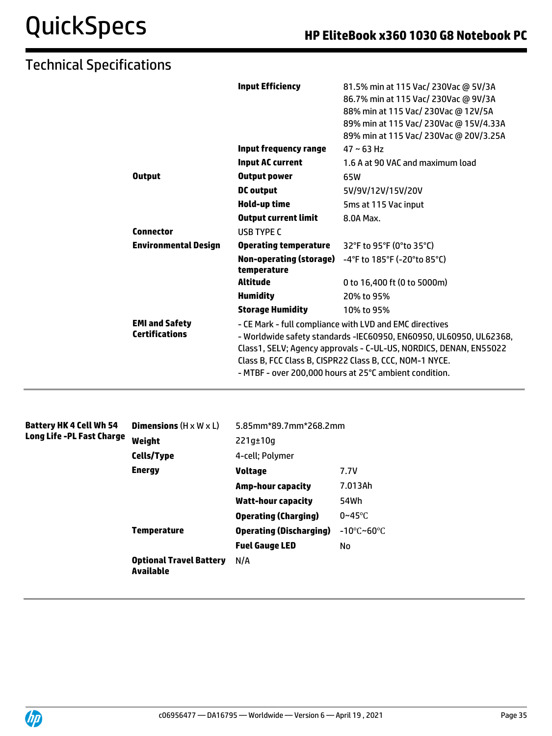# Technical Specifications

| | | |
|---|---|---|
| | **Input Efficiency** | 81.5% min at 115 Vac/ 230Vac @ 5V/3A<br>86.7% min at 115 Vac/ 230Vac @ 9V/3A<br>88% min at 115 Vac/ 230Vac @ 12V/5A<br>89% min at 115 Vac/ 230Vac @ 15V/4.33A<br>89% min at 115 Vac/ 230Vac @ 20V/3.25A |
| | **Input frequency range** | 47 ~ 63 Hz |
| | **Input AC current** | 1.6 A at 90 VAC and maximum load |
| **Output** | **Output power** | 65W |
| | **DC output** | 5V/9V/12V/15V/20V |
| | **Hold-up time** | 5ms at 115 Vac input |
| | **Output current limit** | 8.0A Max. |
| **Connector** | USB TYPE C | |
| **Environmental Design** | **Operating temperature** | 32°F to 95°F (0°to 35°C) |
| | **Non-operating (storage) temperature** | -4°F to 185°F (-20°to 85°C) |
| | **Altitude** | 0 to 16,400 ft (0 to 5000m) |
| | **Humidity** | 20% to 95% |
| | **Storage Humidity** | 10% to 95% |
| **EMI and Safety Certifications** | - CE Mark - full compliance with LVD and EMC directives<br>- Worldwide safety standards -IEC60950, EN60950, UL60950, UL62368, Class1, SELV; Agency approvals - C-UL-US, NORDICS, DENAN, EN55022 Class B, FCC Class B, CISPR22 Class B, CCC, NOM-1 NYCE.<br>- MTBF - over 200,000 hours at 25°C ambient condition. | |

| | | | |
|---|---|---|---|
| **Battery HK 4 Cell Wh 54 Long Life -PL Fast Charge** | **Dimensions** (H x W x L) | 5.85mm*89.7mm*268.2mm | |
| | **Weight** | 221g±10g | |
| | **Cells/Type** | 4-cell; Polymer | |
| | **Energy** | **Voltage** | 7.7V |
| | | **Amp-hour capacity** | 7.013Ah |
| | | **Watt-hour capacity** | 54Wh |
| | | **Operating (Charging)** | 0~45℃ |
| | **Temperature** | **Operating (Discharging)** | -10℃~60℃ |
| | | **Fuel Gauge LED** | No |
| | **Optional Travel Battery Available** | N/A | |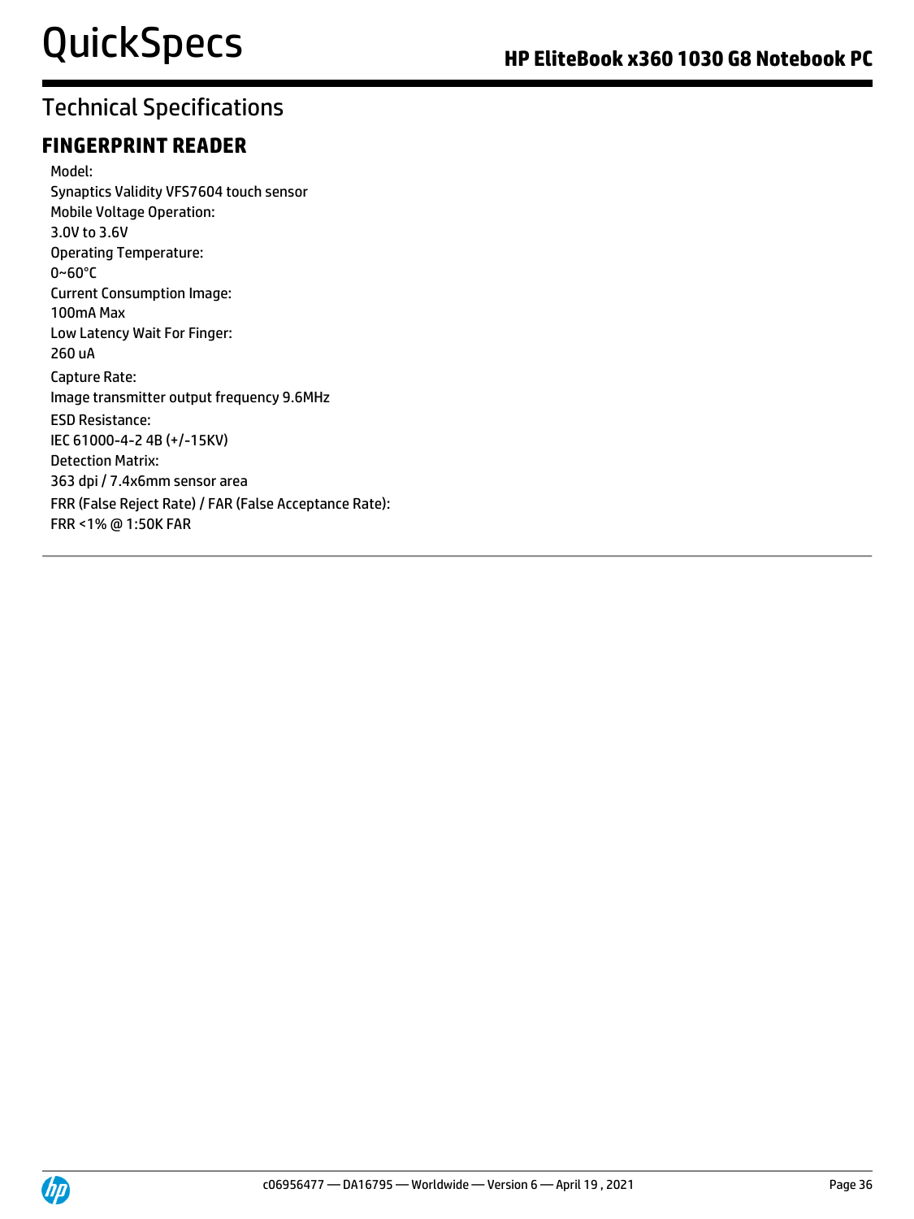## Technical Specifications

### FINGERPRINT READER

Model:
Synaptics Validity VFS7604 touch sensor
Mobile Voltage Operation:
3.0V to 3.6V
Operating Temperature:
0~60°C
Current Consumption Image:
100mA Max
Low Latency Wait For Finger:
260 uA
Capture Rate:
Image transmitter output frequency 9.6MHz
ESD Resistance:
IEC 61000-4-2 4B (+/-15KV)
Detection Matrix:
363 dpi / 7.4x6mm sensor area
FRR (False Reject Rate) / FAR (False Acceptance Rate):
FRR <1% @ 1:50K FAR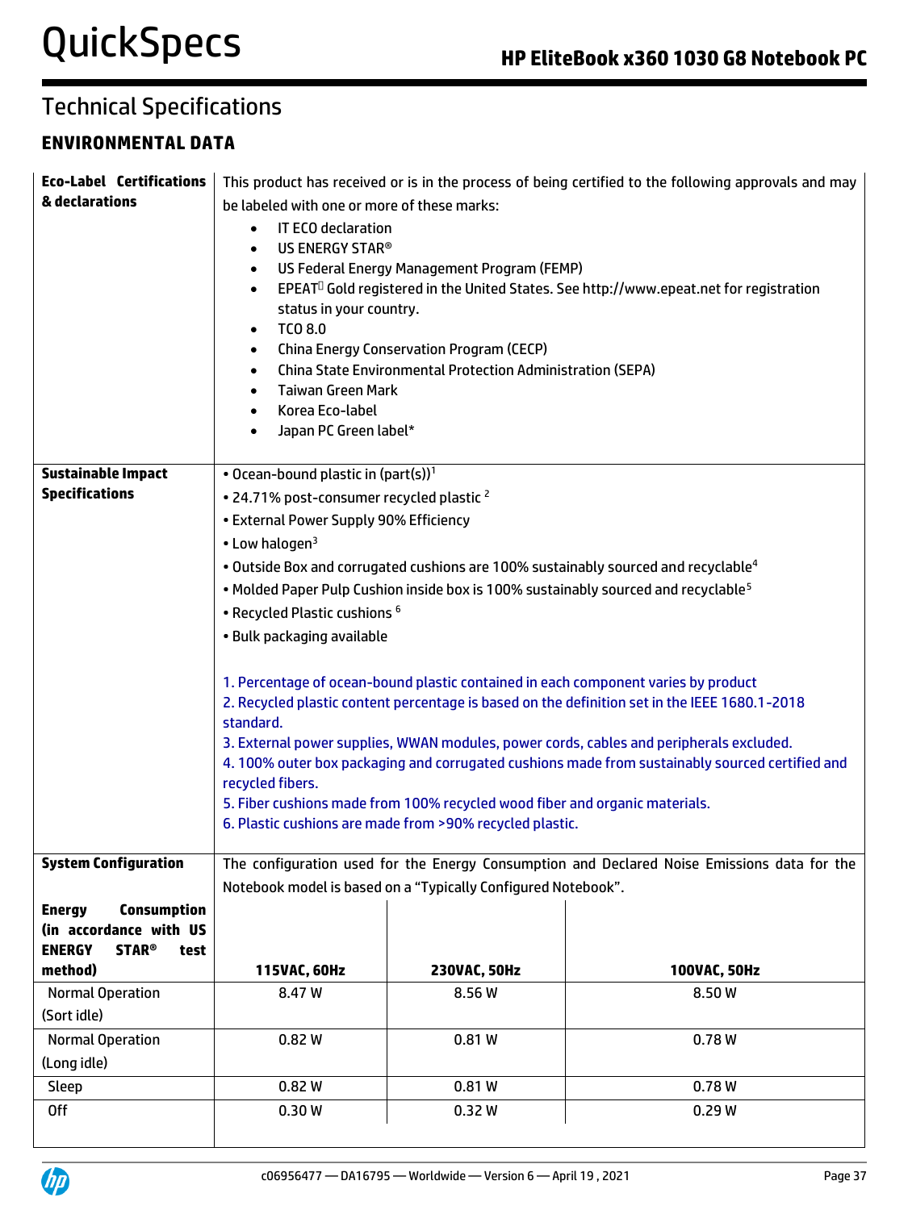# Technical Specifications

## ENVIRONMENTAL DATA

**Eco-Label Certifications & declarations**

This product has received or is in the process of being certified to the following approvals and may be labeled with one or more of these marks:

- IT ECO declaration
- US ENERGY STAR®
- US Federal Energy Management Program (FEMP)
- EPEAT Gold registered in the United States. See http://www.epeat.net for registration status in your country.
- TCO 8.0
- China Energy Conservation Program (CECP)
- China State Environmental Protection Administration (SEPA)
- Taiwan Green Mark
- Korea Eco-label
- Japan PC Green label*

**Sustainable Impact Specifications**

- Ocean-bound plastic in (part(s))[1]
- 24.71% post-consumer recycled plastic [2]
- External Power Supply 90% Efficiency
- Low halogen[3]
- Outside Box and corrugated cushions are 100% sustainably sourced and recyclable[4]
- Molded Paper Pulp Cushion inside box is 100% sustainably sourced and recyclable[5]
- Recycled Plastic cushions [6]
- Bulk packaging available

1. Percentage of ocean-bound plastic contained in each component varies by product
2. Recycled plastic content percentage is based on the definition set in the IEEE 1680.1-2018 standard.
3. External power supplies, WWAN modules, power cords, cables and peripherals excluded.
4. 100% outer box packaging and corrugated cushions made from sustainably sourced certified and recycled fibers.
5. Fiber cushions made from 100% recycled wood fiber and organic materials.
6. Plastic cushions are made from >90% recycled plastic.

**System Configuration**

The configuration used for the Energy Consumption and Declared Noise Emissions data for the Notebook model is based on a "Typically Configured Notebook".

| Energy Consumption (in accordance with US ENERGY STAR® test method) | 115VAC, 60Hz | 230VAC, 50Hz | 100VAC, 50Hz |
|---|---|---|---|
| Normal Operation (Sort idle) | 8.47 W | 8.56 W | 8.50 W |
| Normal Operation (Long idle) | 0.82 W | 0.81 W | 0.78 W |
| Sleep | 0.82 W | 0.81 W | 0.78 W |
| Off | 0.30 W | 0.32 W | 0.29 W |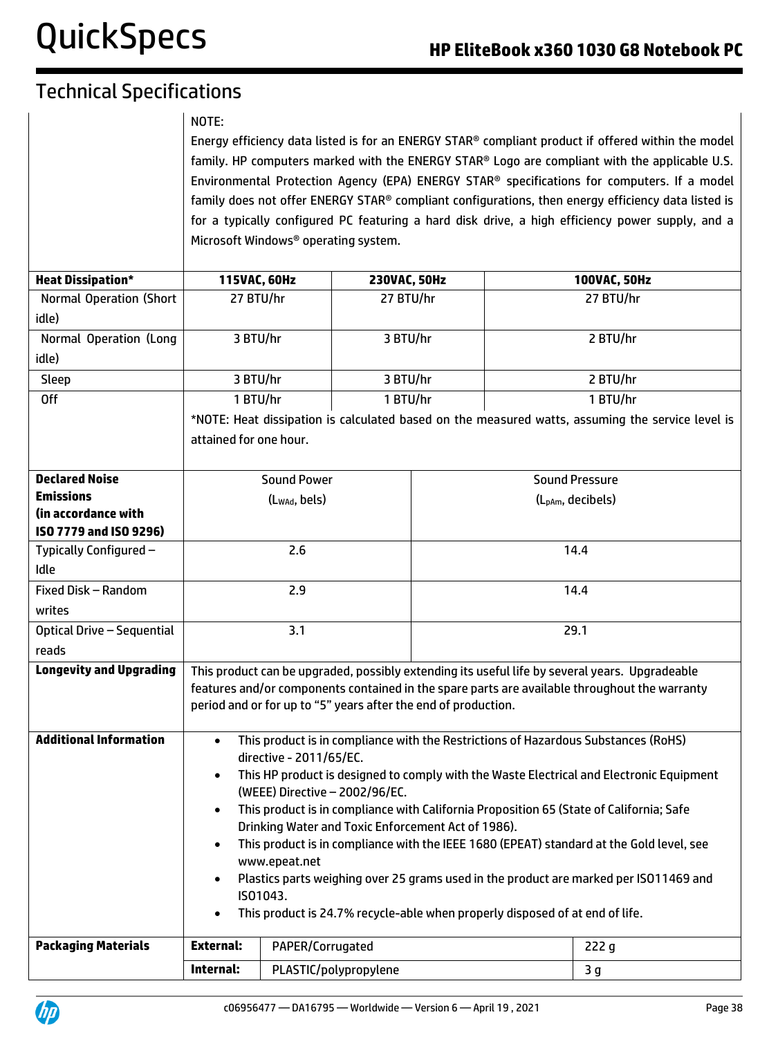# Technical Specifications

| | |
|---|---|
| | NOTE: Energy efficiency data listed is for an ENERGY STAR® compliant product if offered within the model family. HP computers marked with the ENERGY STAR® Logo are compliant with the applicable U.S. Environmental Protection Agency (EPA) ENERGY STAR® specifications for computers. If a model family does not offer ENERGY STAR® compliant configurations, then energy efficiency data listed is for a typically configured PC featuring a hard disk drive, a high efficiency power supply, and a Microsoft Windows® operating system. |

| **Heat Dissipation*** | **115VAC, 60Hz** | **230VAC, 50Hz** | **100VAC, 50Hz** |
|---|---|---|---|
| Normal Operation (Short idle) | 27 BTU/hr | 27 BTU/hr | 27 BTU/hr |
| Normal Operation (Long idle) | 3 BTU/hr | 3 BTU/hr | 2 BTU/hr |
| Sleep | 3 BTU/hr | 3 BTU/hr | 2 BTU/hr |
| Off | 1 BTU/hr | 1 BTU/hr | 1 BTU/hr |

*NOTE: Heat dissipation is calculated based on the measured watts, assuming the service level is attained for one hour.

| **Declared Noise Emissions (in accordance with ISO 7779 and ISO 9296)** | Sound Power ($L_{WAd}$, bels) | Sound Pressure ($L_{pAm}$, decibels) |
|---|---|---|
| Typically Configured – Idle | 2.6 | 14.4 |
| Fixed Disk – Random writes | 2.9 | 14.4 |
| Optical Drive – Sequential reads | 3.1 | 29.1 |

| | |
|---|---|
| **Longevity and Upgrading** | This product can be upgraded, possibly extending its useful life by several years. Upgradeable features and/or components contained in the spare parts are available throughout the warranty period and or for up to "5" years after the end of production. |
| **Additional Information** | • This product is in compliance with the Restrictions of Hazardous Substances (RoHS) directive - 2011/65/EC.<br>• This HP product is designed to comply with the Waste Electrical and Electronic Equipment (WEEE) Directive – 2002/96/EC.<br>• This product is in compliance with California Proposition 65 (State of California; Safe Drinking Water and Toxic Enforcement Act of 1986).<br>• This product is in compliance with the IEEE 1680 (EPEAT) standard at the Gold level, see www.epeat.net<br>• Plastics parts weighing over 25 grams used in the product are marked per ISO11469 and ISO1043.<br>• This product is 24.7% recycle-able when properly disposed of at end of life. |

| **Packaging Materials** | | | |
|---|---|---|---|
| | **External:** | PAPER/Corrugated | 222 g |
| | **Internal:** | PLASTIC/polypropylene | 3 g |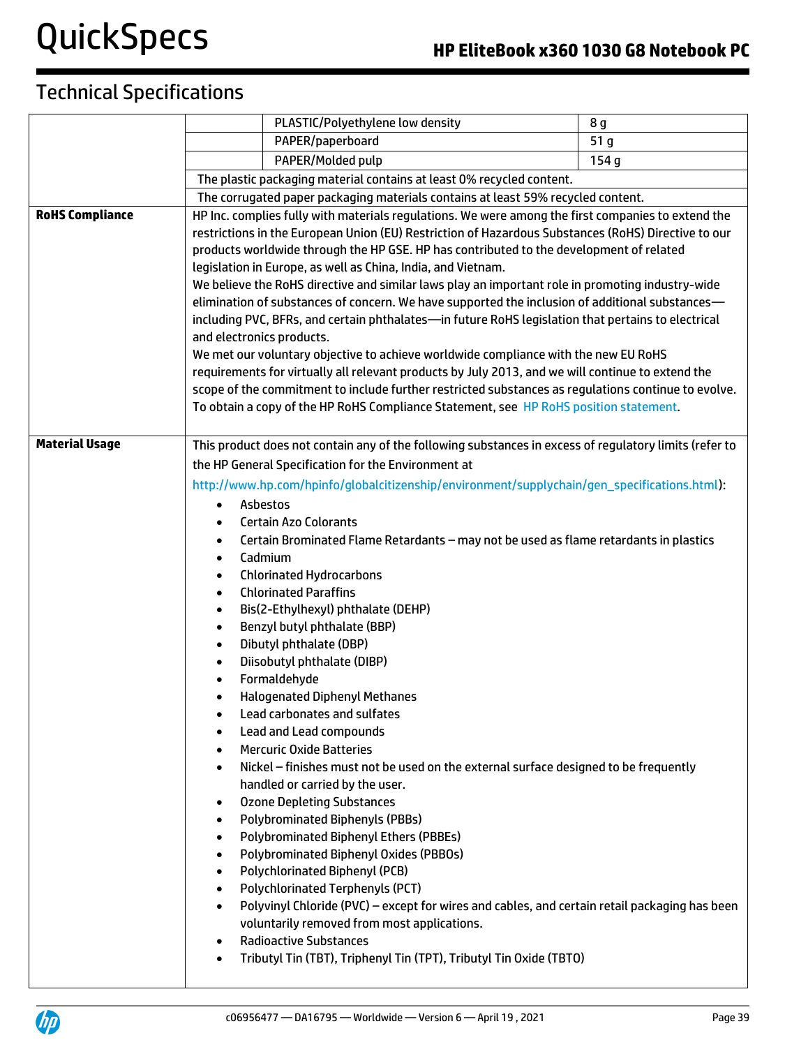## Technical Specifications

| | | | |
|---|---|---|---|
| | | PLASTIC/Polyethylene low density | 8 g |
| | | PAPER/paperboard | 51 g |
| | | PAPER/Molded pulp | 154 g |
| | The plastic packaging material contains at least 0% recycled content. | | |
| | The corrugated paper packaging materials contains at least 59% recycled content. | | |

**RoHS Compliance**

HP Inc. complies fully with materials regulations. We were among the first companies to extend the restrictions in the European Union (EU) Restriction of Hazardous Substances (RoHS) Directive to our products worldwide through the HP GSE. HP has contributed to the development of related legislation in Europe, as well as China, India, and Vietnam.

We believe the RoHS directive and similar laws play an important role in promoting industry-wide elimination of substances of concern. We have supported the inclusion of additional substances—including PVC, BFRs, and certain phthalates—in future RoHS legislation that pertains to electrical and electronics products.

We met our voluntary objective to achieve worldwide compliance with the new EU RoHS requirements for virtually all relevant products by July 2013, and we will continue to extend the scope of the commitment to include further restricted substances as regulations continue to evolve.

To obtain a copy of the HP RoHS Compliance Statement, see HP RoHS position statement.

**Material Usage**

This product does not contain any of the following substances in excess of regulatory limits (refer to the HP General Specification for the Environment at http://www.hp.com/hpinfo/globalcitizenship/environment/supplychain/gen_specifications.html):

- Asbestos
- Certain Azo Colorants
- Certain Brominated Flame Retardants – may not be used as flame retardants in plastics
- Cadmium
- Chlorinated Hydrocarbons
- Chlorinated Paraffins
- Bis(2-Ethylhexyl) phthalate (DEHP)
- Benzyl butyl phthalate (BBP)
- Dibutyl phthalate (DBP)
- Diisobutyl phthalate (DIBP)
- Formaldehyde
- Halogenated Diphenyl Methanes
- Lead carbonates and sulfates
- Lead and Lead compounds
- Mercuric Oxide Batteries
- Nickel – finishes must not be used on the external surface designed to be frequently handled or carried by the user.
- Ozone Depleting Substances
- Polybrominated Biphenyls (PBBs)
- Polybrominated Biphenyl Ethers (PBBEs)
- Polybrominated Biphenyl Oxides (PBBOs)
- Polychlorinated Biphenyl (PCB)
- Polychlorinated Terphenyls (PCT)
- Polyvinyl Chloride (PVC) – except for wires and cables, and certain retail packaging has been voluntarily removed from most applications.
- Radioactive Substances
- Tributyl Tin (TBT), Triphenyl Tin (TPT), Tributyl Tin Oxide (TBTO)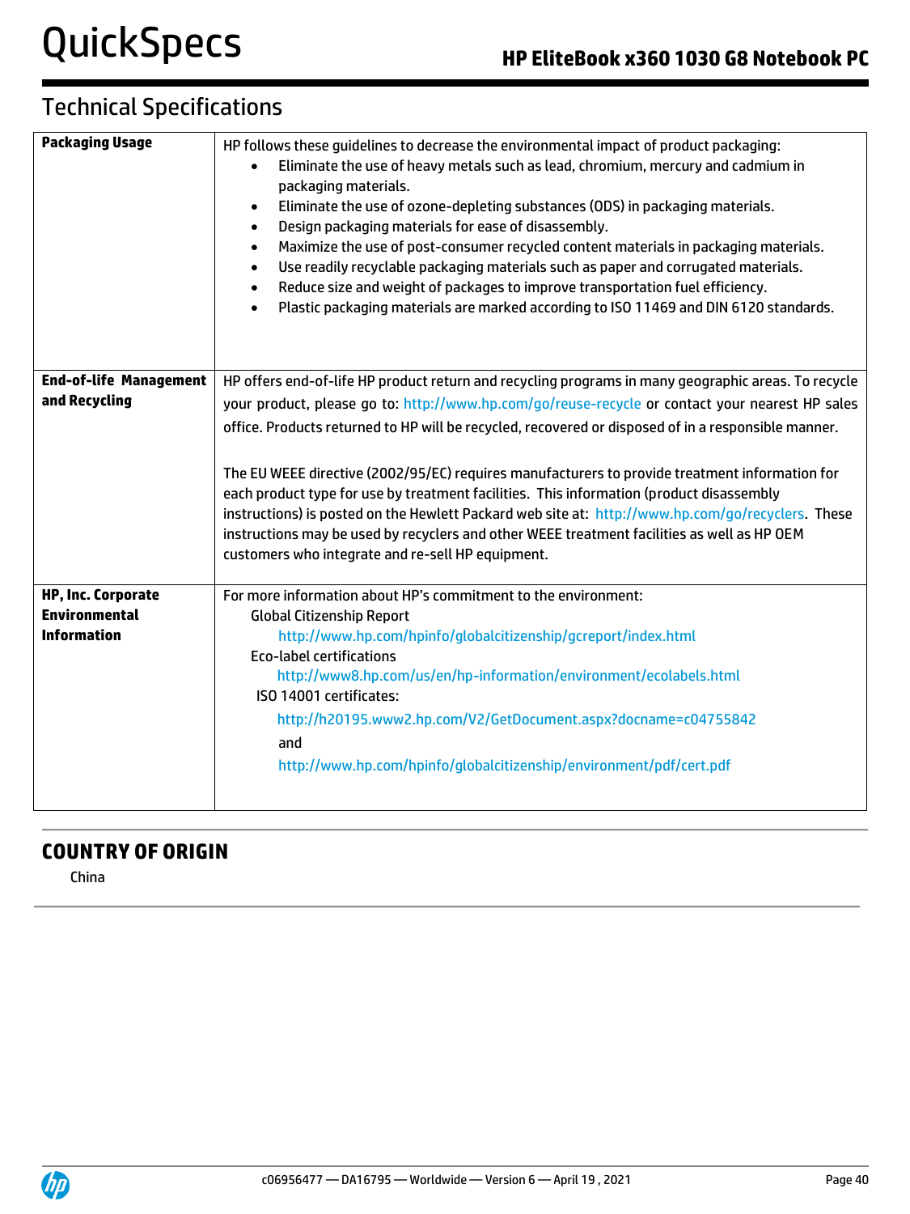## Technical Specifications

| | |
|---|---|
| **Packaging Usage** | HP follows these guidelines to decrease the environmental impact of product packaging:<br>• Eliminate the use of heavy metals such as lead, chromium, mercury and cadmium in packaging materials.<br>• Eliminate the use of ozone-depleting substances (ODS) in packaging materials.<br>• Design packaging materials for ease of disassembly.<br>• Maximize the use of post-consumer recycled content materials in packaging materials.<br>• Use readily recyclable packaging materials such as paper and corrugated materials.<br>• Reduce size and weight of packages to improve transportation fuel efficiency.<br>• Plastic packaging materials are marked according to ISO 11469 and DIN 6120 standards. |
| **End-of-life Management and Recycling** | HP offers end-of-life HP product return and recycling programs in many geographic areas. To recycle your product, please go to: http://www.hp.com/go/reuse-recycle or contact your nearest HP sales office. Products returned to HP will be recycled, recovered or disposed of in a responsible manner.<br><br>The EU WEEE directive (2002/95/EC) requires manufacturers to provide treatment information for each product type for use by treatment facilities. This information (product disassembly instructions) is posted on the Hewlett Packard web site at: http://www.hp.com/go/recyclers. These instructions may be used by recyclers and other WEEE treatment facilities as well as HP OEM customers who integrate and re-sell HP equipment. |
| **HP, Inc. Corporate Environmental Information** | For more information about HP's commitment to the environment:<br>Global Citizenship Report<br>http://www.hp.com/hpinfo/globalcitizenship/gcreport/index.html<br>Eco-label certifications<br>http://www8.hp.com/us/en/hp-information/environment/ecolabels.html<br>ISO 14001 certificates:<br>http://h20195.www2.hp.com/V2/GetDocument.aspx?docname=c04755842<br>and<br>http://www.hp.com/hpinfo/globalcitizenship/environment/pdf/cert.pdf |

## COUNTRY OF ORIGIN

China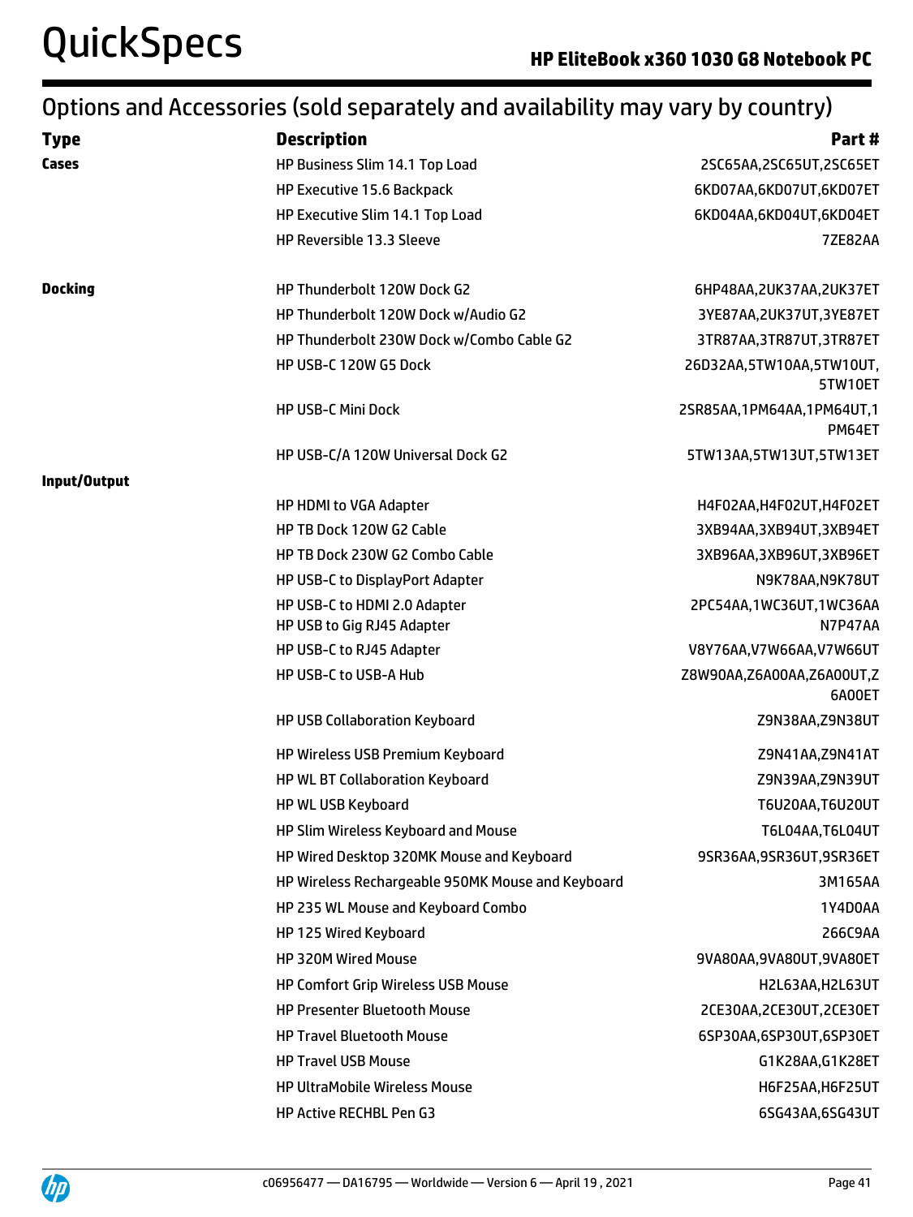## Options and Accessories (sold separately and availability may vary by country)

| Type | Description | Part # |
|---|---|---|
| **Cases** | HP Business Slim 14.1 Top Load | 2SC65AA,2SC65UT,2SC65ET |
| | HP Executive 15.6 Backpack | 6KD07AA,6KD07UT,6KD07ET |
| | HP Executive Slim 14.1 Top Load | 6KD04AA,6KD04UT,6KD04ET |
| | HP Reversible 13.3 Sleeve | 7ZE82AA |
| **Docking** | HP Thunderbolt 120W Dock G2 | 6HP48AA,2UK37AA,2UK37ET |
| | HP Thunderbolt 120W Dock w/Audio G2 | 3YE87AA,2UK37UT,3YE87ET |
| | HP Thunderbolt 230W Dock w/Combo Cable G2 | 3TR87AA,3TR87UT,3TR87ET |
| | HP USB-C 120W G5 Dock | 26D32AA,5TW10AA,5TW10UT,5TW10ET |
| | HP USB-C Mini Dock | 2SR85AA,1PM64AA,1PM64UT,1PM64ET |
| | HP USB-C/A 120W Universal Dock G2 | 5TW13AA,5TW13UT,5TW13ET |
| **Input/Output** | | |
| | HP HDMI to VGA Adapter | H4F02AA,H4F02UT,H4F02ET |
| | HP TB Dock 120W G2 Cable | 3XB94AA,3XB94UT,3XB94ET |
| | HP TB Dock 230W G2 Combo Cable | 3XB96AA,3XB96UT,3XB96ET |
| | HP USB-C to DisplayPort Adapter | N9K78AA,N9K78UT |
| | HP USB-C to HDMI 2.0 Adapter | 2PC54AA,1WC36UT,1WC36AA |
| | HP USB to Gig RJ45 Adapter | N7P47AA |
| | HP USB-C to RJ45 Adapter | V8Y76AA,V7W66AA,V7W66UT |
| | HP USB-C to USB-A Hub | Z8W90AA,Z6A00AA,Z6A00UT,Z6A00ET |
| | HP USB Collaboration Keyboard | Z9N38AA,Z9N38UT |
| | HP Wireless USB Premium Keyboard | Z9N41AA,Z9N41AT |
| | HP WL BT Collaboration Keyboard | Z9N39AA,Z9N39UT |
| | HP WL USB Keyboard | T6U20AA,T6U20UT |
| | HP Slim Wireless Keyboard and Mouse | T6L04AA,T6L04UT |
| | HP Wired Desktop 320MK Mouse and Keyboard | 9SR36AA,9SR36UT,9SR36ET |
| | HP Wireless Rechargeable 950MK Mouse and Keyboard | 3M165AA |
| | HP 235 WL Mouse and Keyboard Combo | 1Y4D0AA |
| | HP 125 Wired Keyboard | 266C9AA |
| | HP 320M Wired Mouse | 9VA80AA,9VA80UT,9VA80ET |
| | HP Comfort Grip Wireless USB Mouse | H2L63AA,H2L63UT |
| | HP Presenter Bluetooth Mouse | 2CE30AA,2CE30UT,2CE30ET |
| | HP Travel Bluetooth Mouse | 6SP30AA,6SP30UT,6SP30ET |
| | HP Travel USB Mouse | G1K28AA,G1K28ET |
| | HP UltraMobile Wireless Mouse | H6F25AA,H6F25UT |
| | HP Active RECHBL Pen G3 | 6SG43AA,6SG43UT |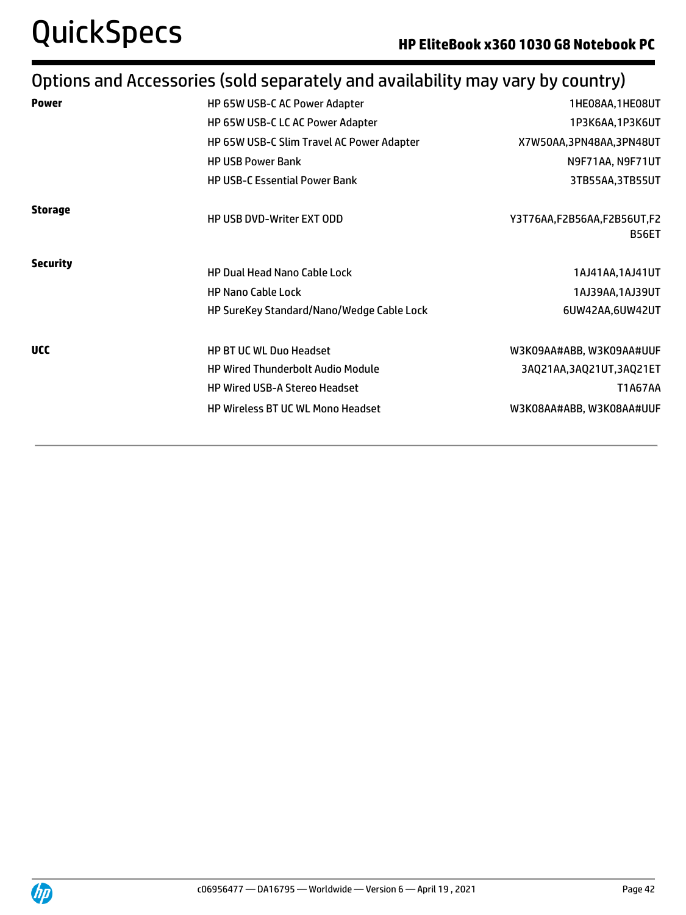## Options and Accessories (sold separately and availability may vary by country)

| | | |
|---|---|---|
| **Power** | HP 65W USB-C AC Power Adapter | 1HE08AA,1HE08UT |
| | HP 65W USB-C LC AC Power Adapter | 1P3K6AA,1P3K6UT |
| | HP 65W USB-C Slim Travel AC Power Adapter | X7W50AA,3PN48AA,3PN48UT |
| | HP USB Power Bank | N9F71AA, N9F71UT |
| | HP USB-C Essential Power Bank | 3TB55AA,3TB55UT |
| **Storage** | HP USB DVD-Writer EXT ODD | Y3T76AA,F2B56AA,F2B56UT,F2B56ET |
| **Security** | HP Dual Head Nano Cable Lock | 1AJ41AA,1AJ41UT |
| | HP Nano Cable Lock | 1AJ39AA,1AJ39UT |
| | HP SureKey Standard/Nano/Wedge Cable Lock | 6UW42AA,6UW42UT |
| **UCC** | HP BT UC WL Duo Headset | W3K09AA#ABB, W3K09AA#UUF |
| | HP Wired Thunderbolt Audio Module | 3AQ21AA,3AQ21UT,3AQ21ET |
| | HP Wired USB-A Stereo Headset | T1A67AA |
| | HP Wireless BT UC WL Mono Headset | W3K08AA#ABB, W3K08AA#UUF |

c06956477 — DA16795 — Worldwide — Version 6 — April 19 , 2021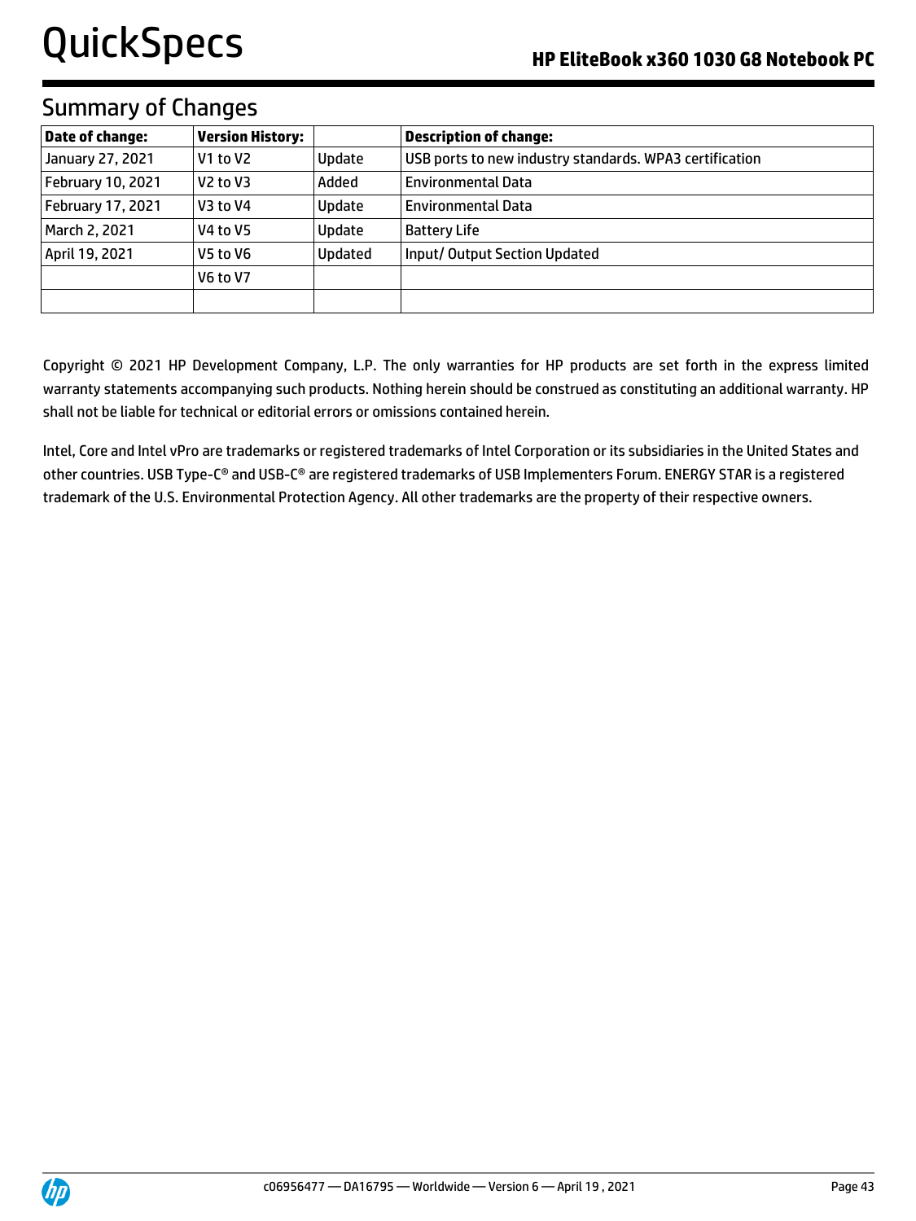## Summary of Changes

| Date of change: | Version History: | | Description of change: |
|---|---|---|---|
| January 27, 2021 | V1 to V2 | Update | USB ports to new industry standards. WPA3 certification |
| February 10, 2021 | V2 to V3 | Added | Environmental Data |
| February 17, 2021 | V3 to V4 | Update | Environmental Data |
| March 2, 2021 | V4 to V5 | Update | Battery Life |
| April 19, 2021 | V5 to V6 | Updated | Input/ Output Section Updated |
| | V6 to V7 | | |
| | | | |

Copyright © 2021 HP Development Company, L.P. The only warranties for HP products are set forth in the express limited warranty statements accompanying such products. Nothing herein should be construed as constituting an additional warranty. HP shall not be liable for technical or editorial errors or omissions contained herein.

Intel, Core and Intel vPro are trademarks or registered trademarks of Intel Corporation or its subsidiaries in the United States and other countries. USB Type-C® and USB-C® are registered trademarks of USB Implementers Forum. ENERGY STAR is a registered trademark of the U.S. Environmental Protection Agency. All other trademarks are the property of their respective owners.